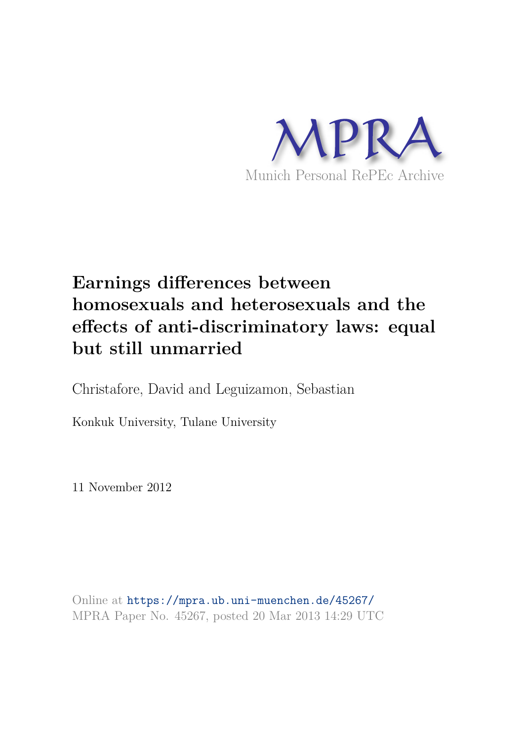MPRA

Munich Personal RePEc Archive

# Earnings differences between homosexuals and heterosexuals and the effects of anti-discriminatory laws: equal but still unmarried

Christafore, David and Leguizamon, Sebastian

Konkuk University, Tulane University

11 November 2012

Online at https://mpra.ub.uni-muenchen.de/45267/
MPRA Paper No. 45267, posted 20 Mar 2013 14:29 UTC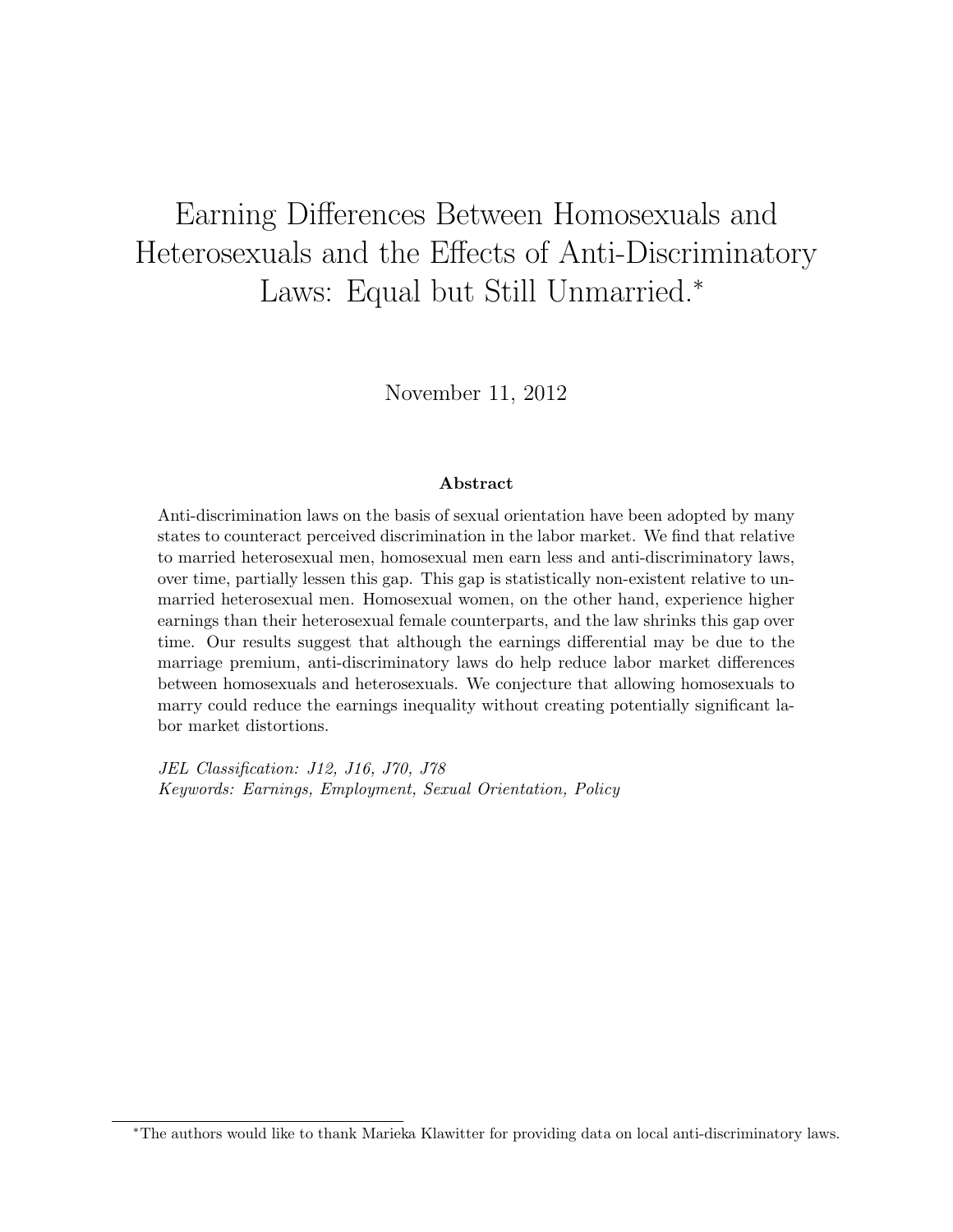# Earning Differences Between Homosexuals and Heterosexuals and the Effects of Anti-Discriminatory Laws: Equal but Still Unmarried.[*]

November 11, 2012

**Abstract**

Anti-discrimination laws on the basis of sexual orientation have been adopted by many states to counteract perceived discrimination in the labor market. We find that relative to married heterosexual men, homosexual men earn less and anti-discriminatory laws, over time, partially lessen this gap. This gap is statistically non-existent relative to unmarried heterosexual men. Homosexual women, on the other hand, experience higher earnings than their heterosexual female counterparts, and the law shrinks this gap over time. Our results suggest that although the earnings differential may be due to the marriage premium, anti-discriminatory laws do help reduce labor market differences between homosexuals and heterosexuals. We conjecture that allowing homosexuals to marry could reduce the earnings inequality without creating potentially significant labor market distortions.

*JEL Classification: J12, J16, J70, J78*
*Keywords: Earnings, Employment, Sexual Orientation, Policy*

[*] The authors would like to thank Marieka Klawitter for providing data on local anti-discriminatory laws.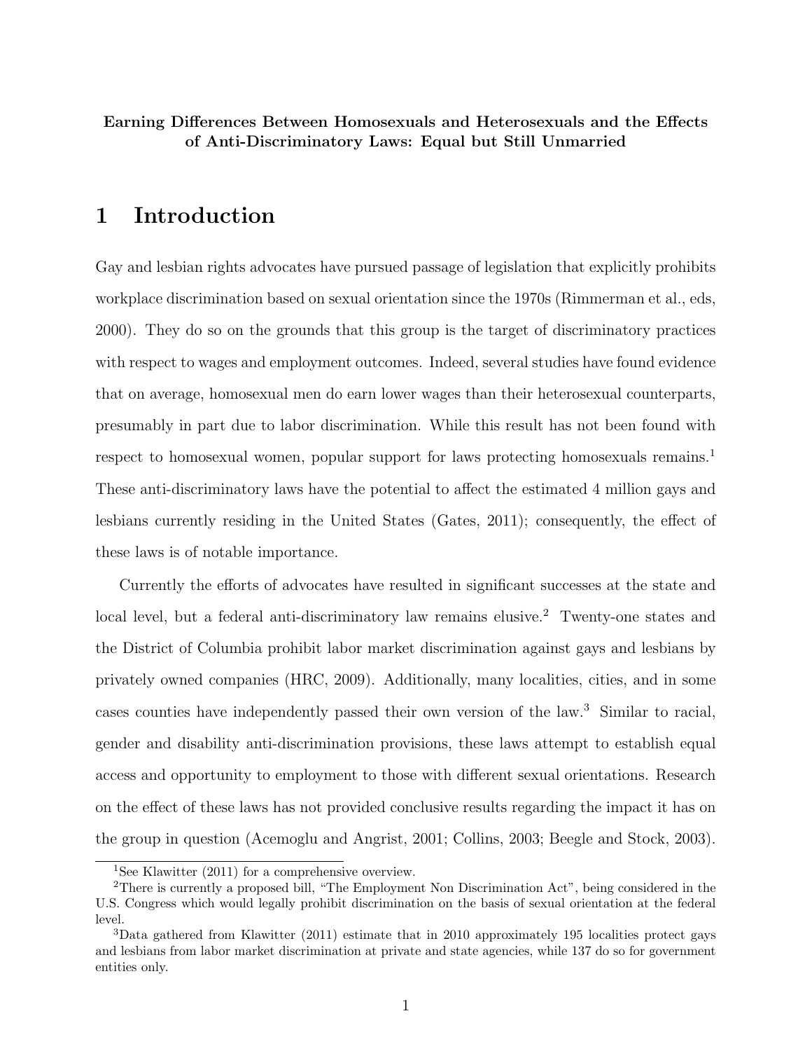**Earning Differences Between Homosexuals and Heterosexuals and the Effects of Anti-Discriminatory Laws: Equal but Still Unmarried**

# 1 Introduction

Gay and lesbian rights advocates have pursued passage of legislation that explicitly prohibits workplace discrimination based on sexual orientation since the 1970s (Rimmerman et al., eds, 2000). They do so on the grounds that this group is the target of discriminatory practices with respect to wages and employment outcomes. Indeed, several studies have found evidence that on average, homosexual men do earn lower wages than their heterosexual counterparts, presumably in part due to labor discrimination. While this result has not been found with respect to homosexual women, popular support for laws protecting homosexuals remains.[1] These anti-discriminatory laws have the potential to affect the estimated 4 million gays and lesbians currently residing in the United States (Gates, 2011); consequently, the effect of these laws is of notable importance.

Currently the efforts of advocates have resulted in significant successes at the state and local level, but a federal anti-discriminatory law remains elusive.[2] Twenty-one states and the District of Columbia prohibit labor market discrimination against gays and lesbians by privately owned companies (HRC, 2009). Additionally, many localities, cities, and in some cases counties have independently passed their own version of the law.[3] Similar to racial, gender and disability anti-discrimination provisions, these laws attempt to establish equal access and opportunity to employment to those with different sexual orientations. Research on the effect of these laws has not provided conclusive results regarding the impact it has on the group in question (Acemoglu and Angrist, 2001; Collins, 2003; Beegle and Stock, 2003).

[1] See Klawitter (2011) for a comprehensive overview.

[2] There is currently a proposed bill, "The Employment Non Discrimination Act", being considered in the U.S. Congress which would legally prohibit discrimination on the basis of sexual orientation at the federal level.

[3] Data gathered from Klawitter (2011) estimate that in 2010 approximately 195 localities protect gays and lesbians from labor market discrimination at private and state agencies, while 137 do so for government entities only.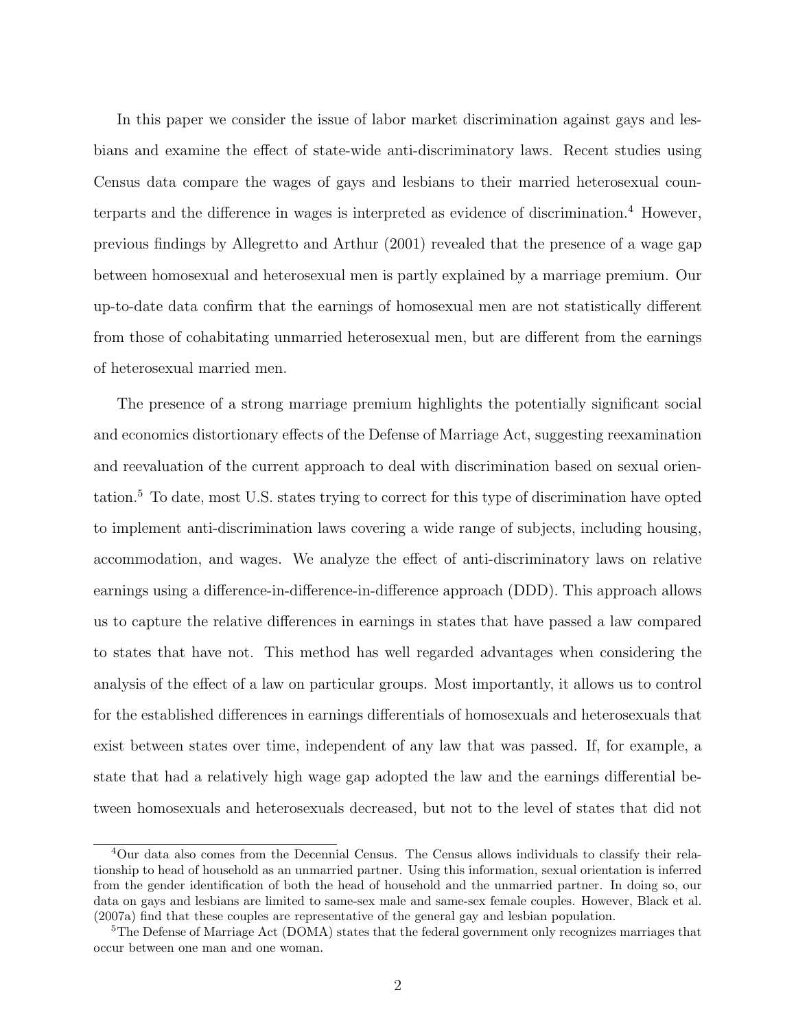In this paper we consider the issue of labor market discrimination against gays and lesbians and examine the effect of state-wide anti-discriminatory laws. Recent studies using Census data compare the wages of gays and lesbians to their married heterosexual counterparts and the difference in wages is interpreted as evidence of discrimination.[4] However, previous findings by Allegretto and Arthur (2001) revealed that the presence of a wage gap between homosexual and heterosexual men is partly explained by a marriage premium. Our up-to-date data confirm that the earnings of homosexual men are not statistically different from those of cohabitating unmarried heterosexual men, but are different from the earnings of heterosexual married men.

The presence of a strong marriage premium highlights the potentially significant social and economics distortionary effects of the Defense of Marriage Act, suggesting reexamination and reevaluation of the current approach to deal with discrimination based on sexual orientation.[5] To date, most U.S. states trying to correct for this type of discrimination have opted to implement anti-discrimination laws covering a wide range of subjects, including housing, accommodation, and wages. We analyze the effect of anti-discriminatory laws on relative earnings using a difference-in-difference-in-difference approach (DDD). This approach allows us to capture the relative differences in earnings in states that have passed a law compared to states that have not. This method has well regarded advantages when considering the analysis of the effect of a law on particular groups. Most importantly, it allows us to control for the established differences in earnings differentials of homosexuals and heterosexuals that exist between states over time, independent of any law that was passed. If, for example, a state that had a relatively high wage gap adopted the law and the earnings differential between homosexuals and heterosexuals decreased, but not to the level of states that did not

[4]Our data also comes from the Decennial Census. The Census allows individuals to classify their relationship to head of household as an unmarried partner. Using this information, sexual orientation is inferred from the gender identification of both the head of household and the unmarried partner. In doing so, our data on gays and lesbians are limited to same-sex male and same-sex female couples. However, Black et al. (2007a) find that these couples are representative of the general gay and lesbian population.

[5]The Defense of Marriage Act (DOMA) states that the federal government only recognizes marriages that occur between one man and one woman.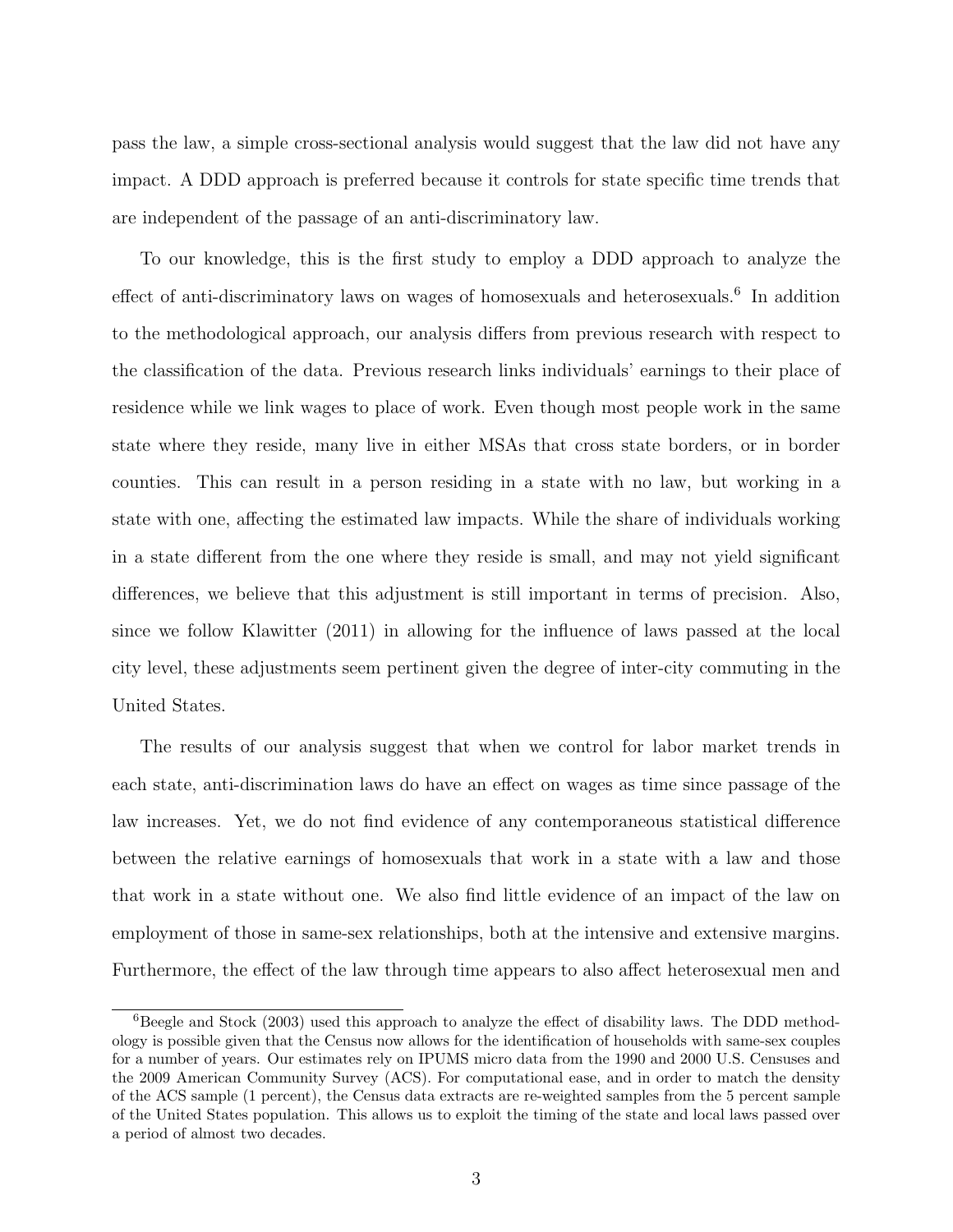pass the law, a simple cross-sectional analysis would suggest that the law did not have any impact. A DDD approach is preferred because it controls for state specific time trends that are independent of the passage of an anti-discriminatory law.

To our knowledge, this is the first study to employ a DDD approach to analyze the effect of anti-discriminatory laws on wages of homosexuals and heterosexuals.[6] In addition to the methodological approach, our analysis differs from previous research with respect to the classification of the data. Previous research links individuals' earnings to their place of residence while we link wages to place of work. Even though most people work in the same state where they reside, many live in either MSAs that cross state borders, or in border counties. This can result in a person residing in a state with no law, but working in a state with one, affecting the estimated law impacts. While the share of individuals working in a state different from the one where they reside is small, and may not yield significant differences, we believe that this adjustment is still important in terms of precision. Also, since we follow Klawitter (2011) in allowing for the influence of laws passed at the local city level, these adjustments seem pertinent given the degree of inter-city commuting in the United States.

The results of our analysis suggest that when we control for labor market trends in each state, anti-discrimination laws do have an effect on wages as time since passage of the law increases. Yet, we do not find evidence of any contemporaneous statistical difference between the relative earnings of homosexuals that work in a state with a law and those that work in a state without one. We also find little evidence of an impact of the law on employment of those in same-sex relationships, both at the intensive and extensive margins. Furthermore, the effect of the law through time appears to also affect heterosexual men and

[6] Beegle and Stock (2003) used this approach to analyze the effect of disability laws. The DDD methodology is possible given that the Census now allows for the identification of households with same-sex couples for a number of years. Our estimates rely on IPUMS micro data from the 1990 and 2000 U.S. Censuses and the 2009 American Community Survey (ACS). For computational ease, and in order to match the density of the ACS sample (1 percent), the Census data extracts are re-weighted samples from the 5 percent sample of the United States population. This allows us to exploit the timing of the state and local laws passed over a period of almost two decades.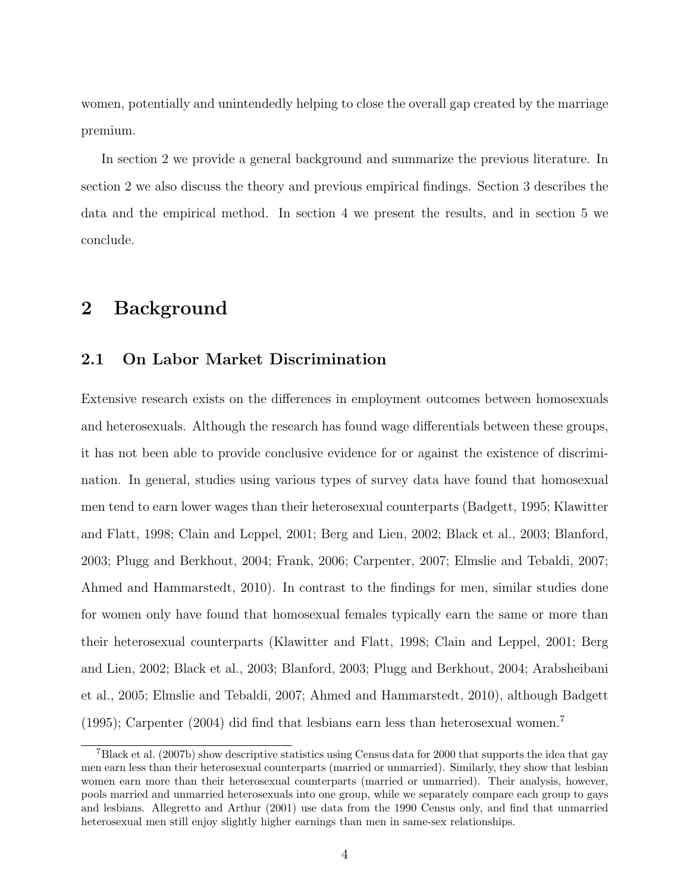women, potentially and unintendedly helping to close the overall gap created by the marriage premium.

In section 2 we provide a general background and summarize the previous literature. In section 2 we also discuss the theory and previous empirical findings. Section 3 describes the data and the empirical method. In section 4 we present the results, and in section 5 we conclude.

# 2 Background

## 2.1 On Labor Market Discrimination

Extensive research exists on the differences in employment outcomes between homosexuals and heterosexuals. Although the research has found wage differentials between these groups, it has not been able to provide conclusive evidence for or against the existence of discrimination. In general, studies using various types of survey data have found that homosexual men tend to earn lower wages than their heterosexual counterparts (Badgett, 1995; Klawitter and Flatt, 1998; Clain and Leppel, 2001; Berg and Lien, 2002; Black et al., 2003; Blanford, 2003; Plugg and Berkhout, 2004; Frank, 2006; Carpenter, 2007; Elmslie and Tebaldi, 2007; Ahmed and Hammarstedt, 2010). In contrast to the findings for men, similar studies done for women only have found that homosexual females typically earn the same or more than their heterosexual counterparts (Klawitter and Flatt, 1998; Clain and Leppel, 2001; Berg and Lien, 2002; Black et al., 2003; Blanford, 2003; Plugg and Berkhout, 2004; Arabsheibani et al., 2005; Elmslie and Tebaldi, 2007; Ahmed and Hammarstedt, 2010), although Badgett (1995); Carpenter (2004) did find that lesbians earn less than heterosexual women.[7]

[7] Black et al. (2007b) show descriptive statistics using Census data for 2000 that supports the idea that gay men earn less than their heterosexual counterparts (married or unmarried). Similarly, they show that lesbian women earn more than their heterosexual counterparts (married or unmarried). Their analysis, however, pools married and unmarried heterosexuals into one group, while we separately compare each group to gays and lesbians. Allegretto and Arthur (2001) use data from the 1990 Census only, and find that unmarried heterosexual men still enjoy slightly higher earnings than men in same-sex relationships.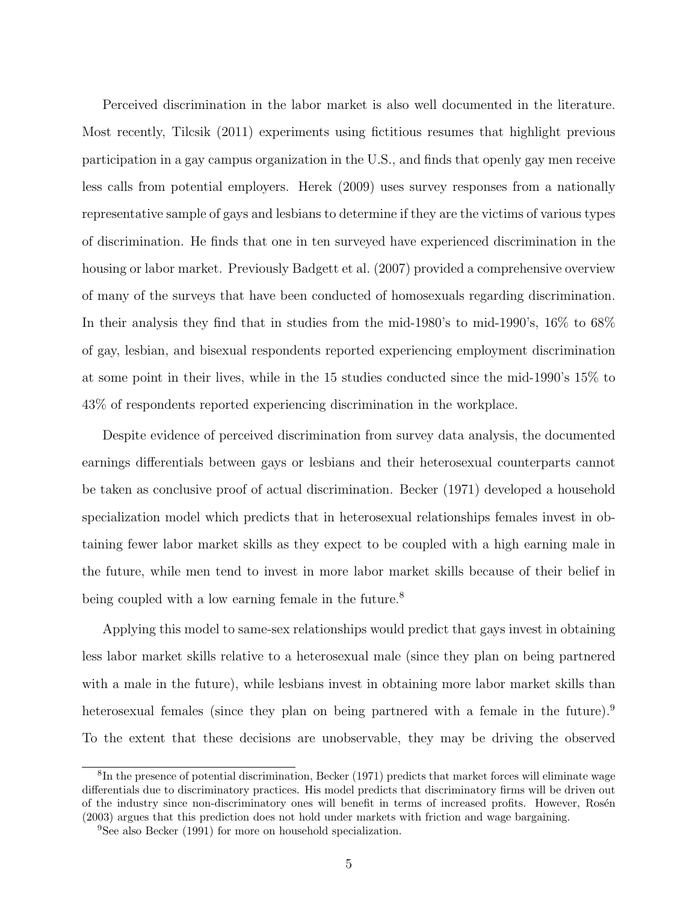Perceived discrimination in the labor market is also well documented in the literature. Most recently, Tilcsik (2011) experiments using fictitious resumes that highlight previous participation in a gay campus organization in the U.S., and finds that openly gay men receive less calls from potential employers. Herek (2009) uses survey responses from a nationally representative sample of gays and lesbians to determine if they are the victims of various types of discrimination. He finds that one in ten surveyed have experienced discrimination in the housing or labor market. Previously Badgett et al. (2007) provided a comprehensive overview of many of the surveys that have been conducted of homosexuals regarding discrimination. In their analysis they find that in studies from the mid-1980's to mid-1990's, 16% to 68% of gay, lesbian, and bisexual respondents reported experiencing employment discrimination at some point in their lives, while in the 15 studies conducted since the mid-1990's 15% to 43% of respondents reported experiencing discrimination in the workplace.

Despite evidence of perceived discrimination from survey data analysis, the documented earnings differentials between gays or lesbians and their heterosexual counterparts cannot be taken as conclusive proof of actual discrimination. Becker (1971) developed a household specialization model which predicts that in heterosexual relationships females invest in obtaining fewer labor market skills as they expect to be coupled with a high earning male in the future, while men tend to invest in more labor market skills because of their belief in being coupled with a low earning female in the future.[8]

Applying this model to same-sex relationships would predict that gays invest in obtaining less labor market skills relative to a heterosexual male (since they plan on being partnered with a male in the future), while lesbians invest in obtaining more labor market skills than heterosexual females (since they plan on being partnered with a female in the future).[9] To the extent that these decisions are unobservable, they may be driving the observed

[8] In the presence of potential discrimination, Becker (1971) predicts that market forces will eliminate wage differentials due to discriminatory practices. His model predicts that discriminatory firms will be driven out of the industry since non-discriminatory ones will benefit in terms of increased profits. However, Rosén (2003) argues that this prediction does not hold under markets with friction and wage bargaining.

[9] See also Becker (1991) for more on household specialization.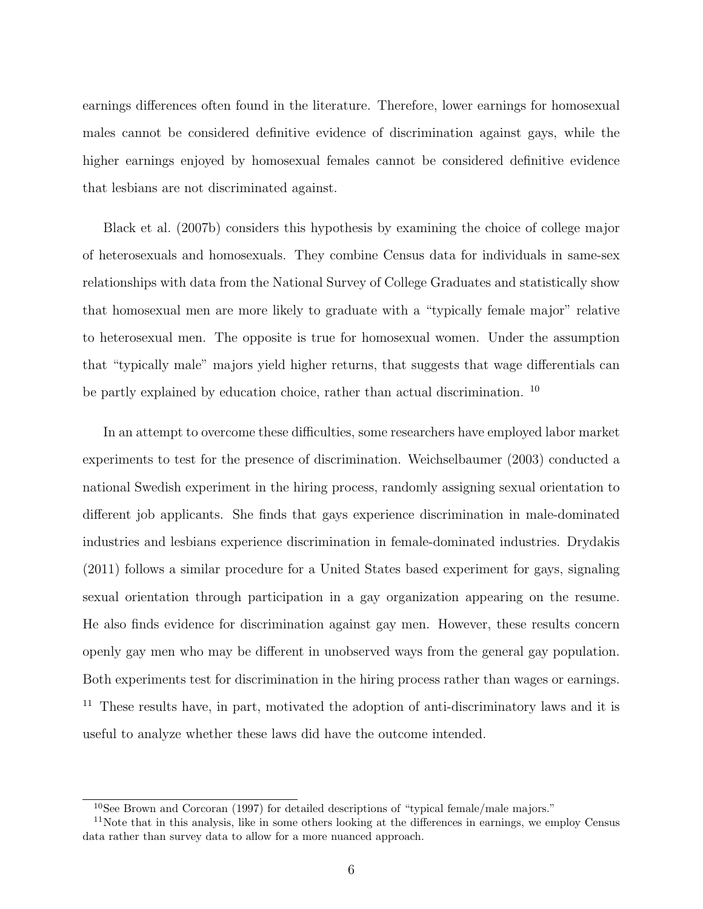earnings differences often found in the literature. Therefore, lower earnings for homosexual males cannot be considered definitive evidence of discrimination against gays, while the higher earnings enjoyed by homosexual females cannot be considered definitive evidence that lesbians are not discriminated against.

Black et al. (2007b) considers this hypothesis by examining the choice of college major of heterosexuals and homosexuals. They combine Census data for individuals in same-sex relationships with data from the National Survey of College Graduates and statistically show that homosexual men are more likely to graduate with a "typically female major" relative to heterosexual men. The opposite is true for homosexual women. Under the assumption that "typically male" majors yield higher returns, that suggests that wage differentials can be partly explained by education choice, rather than actual discrimination. [10]

In an attempt to overcome these difficulties, some researchers have employed labor market experiments to test for the presence of discrimination. Weichselbaumer (2003) conducted a national Swedish experiment in the hiring process, randomly assigning sexual orientation to different job applicants. She finds that gays experience discrimination in male-dominated industries and lesbians experience discrimination in female-dominated industries. Drydakis (2011) follows a similar procedure for a United States based experiment for gays, signaling sexual orientation through participation in a gay organization appearing on the resume. He also finds evidence for discrimination against gay men. However, these results concern openly gay men who may be different in unobserved ways from the general gay population. Both experiments test for discrimination in the hiring process rather than wages or earnings. [11] These results have, in part, motivated the adoption of anti-discriminatory laws and it is useful to analyze whether these laws did have the outcome intended.

[10] See Brown and Corcoran (1997) for detailed descriptions of "typical female/male majors."

[11] Note that in this analysis, like in some others looking at the differences in earnings, we employ Census data rather than survey data to allow for a more nuanced approach.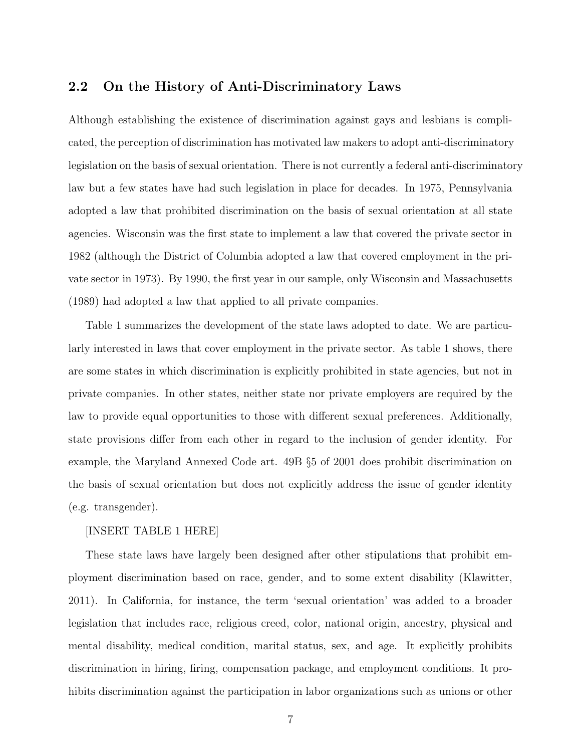## 2.2 On the History of Anti-Discriminatory Laws

Although establishing the existence of discrimination against gays and lesbians is complicated, the perception of discrimination has motivated law makers to adopt anti-discriminatory legislation on the basis of sexual orientation. There is not currently a federal anti-discriminatory law but a few states have had such legislation in place for decades. In 1975, Pennsylvania adopted a law that prohibited discrimination on the basis of sexual orientation at all state agencies. Wisconsin was the first state to implement a law that covered the private sector in 1982 (although the District of Columbia adopted a law that covered employment in the private sector in 1973). By 1990, the first year in our sample, only Wisconsin and Massachusetts (1989) had adopted a law that applied to all private companies.

Table 1 summarizes the development of the state laws adopted to date. We are particularly interested in laws that cover employment in the private sector. As table 1 shows, there are some states in which discrimination is explicitly prohibited in state agencies, but not in private companies. In other states, neither state nor private employers are required by the law to provide equal opportunities to those with different sexual preferences. Additionally, state provisions differ from each other in regard to the inclusion of gender identity. For example, the Maryland Annexed Code art. 49B §5 of 2001 does prohibit discrimination on the basis of sexual orientation but does not explicitly address the issue of gender identity (e.g. transgender).

[INSERT TABLE 1 HERE]

These state laws have largely been designed after other stipulations that prohibit employment discrimination based on race, gender, and to some extent disability (Klawitter, 2011). In California, for instance, the term 'sexual orientation' was added to a broader legislation that includes race, religious creed, color, national origin, ancestry, physical and mental disability, medical condition, marital status, sex, and age. It explicitly prohibits discrimination in hiring, firing, compensation package, and employment conditions. It prohibits discrimination against the participation in labor organizations such as unions or other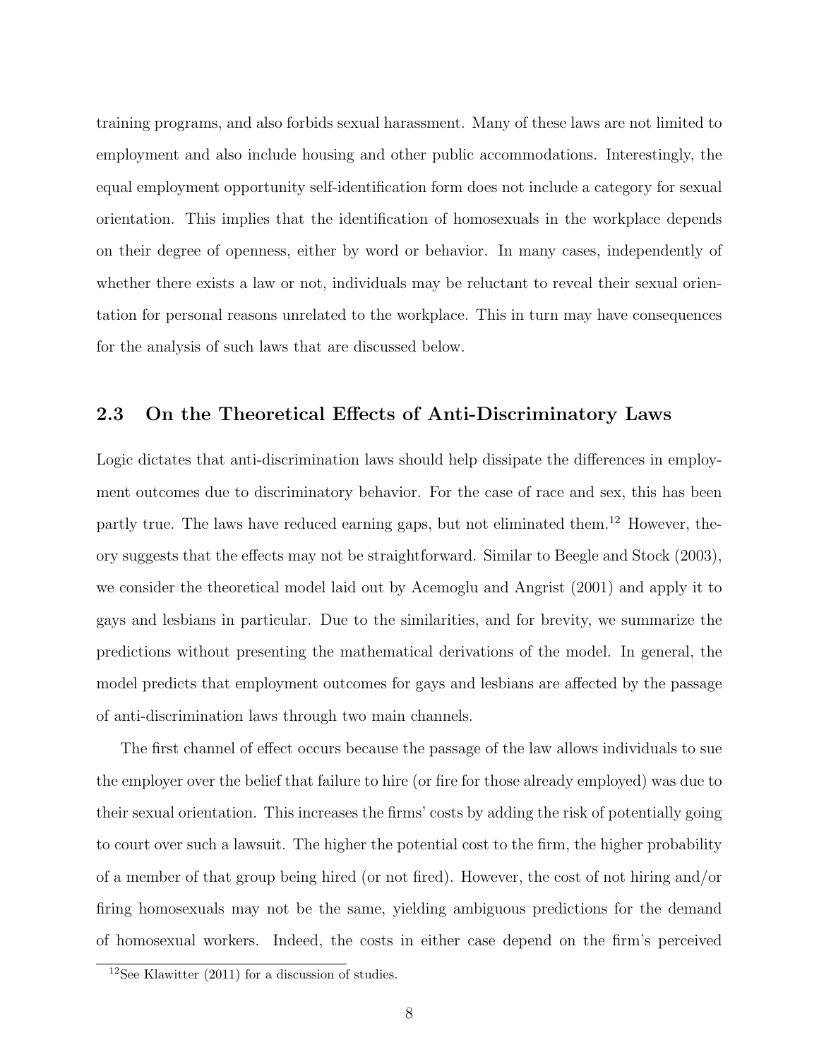training programs, and also forbids sexual harassment. Many of these laws are not limited to employment and also include housing and other public accommodations. Interestingly, the equal employment opportunity self-identification form does not include a category for sexual orientation. This implies that the identification of homosexuals in the workplace depends on their degree of openness, either by word or behavior. In many cases, independently of whether there exists a law or not, individuals may be reluctant to reveal their sexual orientation for personal reasons unrelated to the workplace. This in turn may have consequences for the analysis of such laws that are discussed below.

## 2.3 On the Theoretical Effects of Anti-Discriminatory Laws

Logic dictates that anti-discrimination laws should help dissipate the differences in employment outcomes due to discriminatory behavior. For the case of race and sex, this has been partly true. The laws have reduced earning gaps, but not eliminated them.[12] However, theory suggests that the effects may not be straightforward. Similar to Beegle and Stock (2003), we consider the theoretical model laid out by Acemoglu and Angrist (2001) and apply it to gays and lesbians in particular. Due to the similarities, and for brevity, we summarize the predictions without presenting the mathematical derivations of the model. In general, the model predicts that employment outcomes for gays and lesbians are affected by the passage of anti-discrimination laws through two main channels.

The first channel of effect occurs because the passage of the law allows individuals to sue the employer over the belief that failure to hire (or fire for those already employed) was due to their sexual orientation. This increases the firms' costs by adding the risk of potentially going to court over such a lawsuit. The higher the potential cost to the firm, the higher probability of a member of that group being hired (or not fired). However, the cost of not hiring and/or firing homosexuals may not be the same, yielding ambiguous predictions for the demand of homosexual workers. Indeed, the costs in either case depend on the firm's perceived

[12] See Klawitter (2011) for a discussion of studies.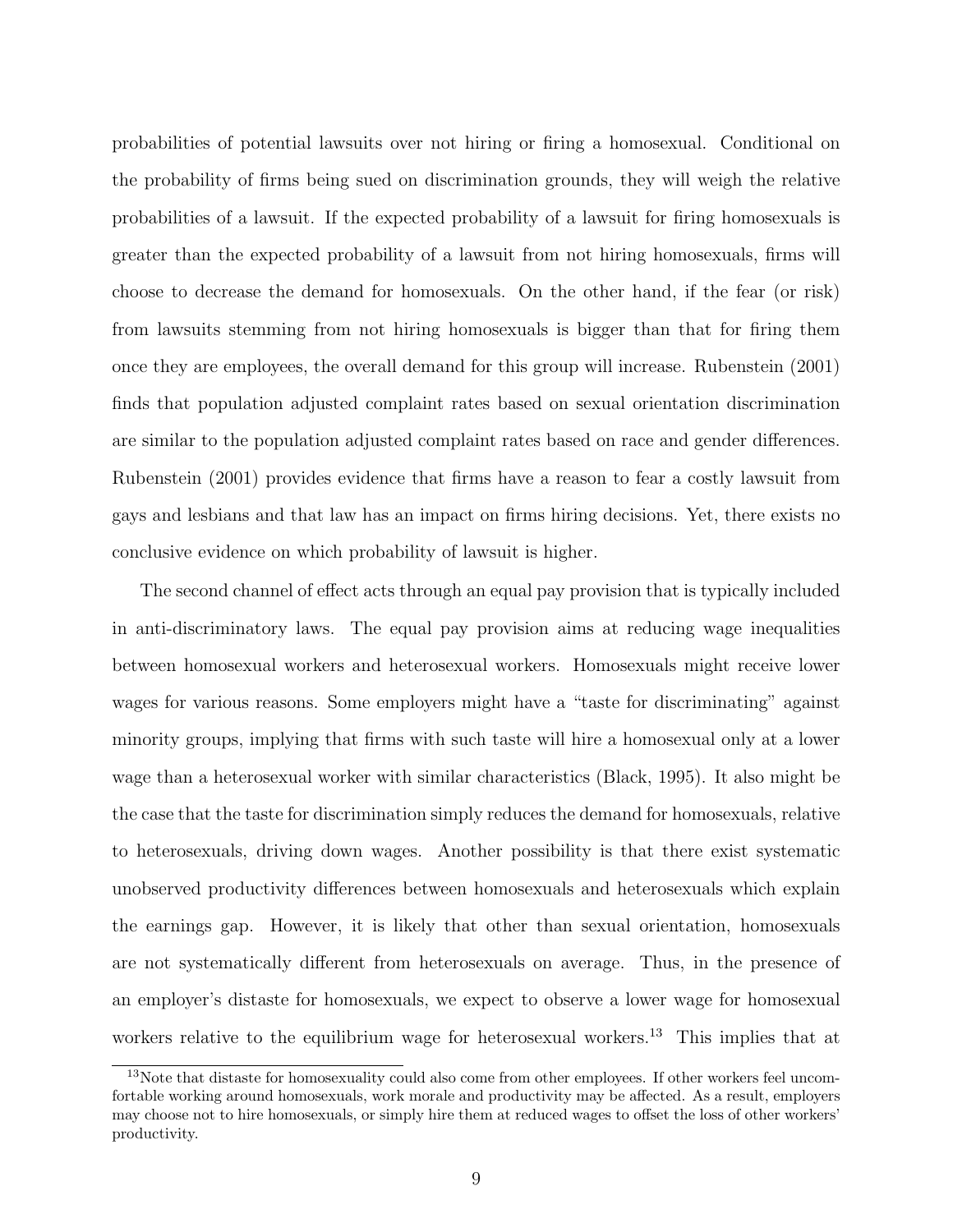probabilities of potential lawsuits over not hiring or firing a homosexual. Conditional on the probability of firms being sued on discrimination grounds, they will weigh the relative probabilities of a lawsuit. If the expected probability of a lawsuit for firing homosexuals is greater than the expected probability of a lawsuit from not hiring homosexuals, firms will choose to decrease the demand for homosexuals. On the other hand, if the fear (or risk) from lawsuits stemming from not hiring homosexuals is bigger than that for firing them once they are employees, the overall demand for this group will increase. Rubenstein (2001) finds that population adjusted complaint rates based on sexual orientation discrimination are similar to the population adjusted complaint rates based on race and gender differences. Rubenstein (2001) provides evidence that firms have a reason to fear a costly lawsuit from gays and lesbians and that law has an impact on firms hiring decisions. Yet, there exists no conclusive evidence on which probability of lawsuit is higher.

The second channel of effect acts through an equal pay provision that is typically included in anti-discriminatory laws. The equal pay provision aims at reducing wage inequalities between homosexual workers and heterosexual workers. Homosexuals might receive lower wages for various reasons. Some employers might have a "taste for discriminating" against minority groups, implying that firms with such taste will hire a homosexual only at a lower wage than a heterosexual worker with similar characteristics (Black, 1995). It also might be the case that the taste for discrimination simply reduces the demand for homosexuals, relative to heterosexuals, driving down wages. Another possibility is that there exist systematic unobserved productivity differences between homosexuals and heterosexuals which explain the earnings gap. However, it is likely that other than sexual orientation, homosexuals are not systematically different from heterosexuals on average. Thus, in the presence of an employer's distaste for homosexuals, we expect to observe a lower wage for homosexual workers relative to the equilibrium wage for heterosexual workers.[13] This implies that at

[13]Note that distaste for homosexuality could also come from other employees. If other workers feel uncomfortable working around homosexuals, work morale and productivity may be affected. As a result, employers may choose not to hire homosexuals, or simply hire them at reduced wages to offset the loss of other workers' productivity.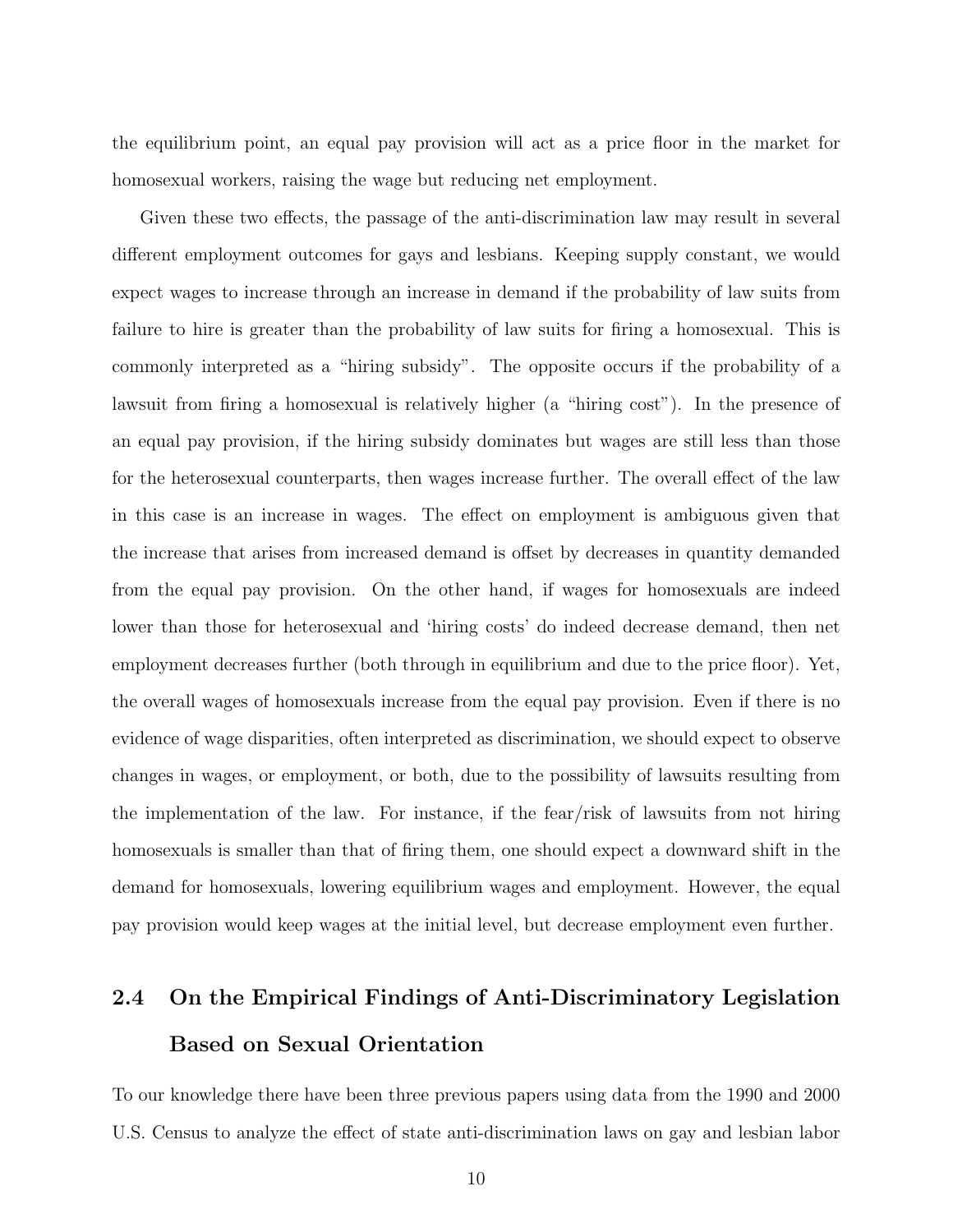the equilibrium point, an equal pay provision will act as a price floor in the market for homosexual workers, raising the wage but reducing net employment.

Given these two effects, the passage of the anti-discrimination law may result in several different employment outcomes for gays and lesbians. Keeping supply constant, we would expect wages to increase through an increase in demand if the probability of law suits from failure to hire is greater than the probability of law suits for firing a homosexual. This is commonly interpreted as a "hiring subsidy". The opposite occurs if the probability of a lawsuit from firing a homosexual is relatively higher (a "hiring cost"). In the presence of an equal pay provision, if the hiring subsidy dominates but wages are still less than those for the heterosexual counterparts, then wages increase further. The overall effect of the law in this case is an increase in wages. The effect on employment is ambiguous given that the increase that arises from increased demand is offset by decreases in quantity demanded from the equal pay provision. On the other hand, if wages for homosexuals are indeed lower than those for heterosexual and 'hiring costs' do indeed decrease demand, then net employment decreases further (both through in equilibrium and due to the price floor). Yet, the overall wages of homosexuals increase from the equal pay provision. Even if there is no evidence of wage disparities, often interpreted as discrimination, we should expect to observe changes in wages, or employment, or both, due to the possibility of lawsuits resulting from the implementation of the law. For instance, if the fear/risk of lawsuits from not hiring homosexuals is smaller than that of firing them, one should expect a downward shift in the demand for homosexuals, lowering equilibrium wages and employment. However, the equal pay provision would keep wages at the initial level, but decrease employment even further.

### 2.4 On the Empirical Findings of Anti-Discriminatory Legislation Based on Sexual Orientation

To our knowledge there have been three previous papers using data from the 1990 and 2000 U.S. Census to analyze the effect of state anti-discrimination laws on gay and lesbian labor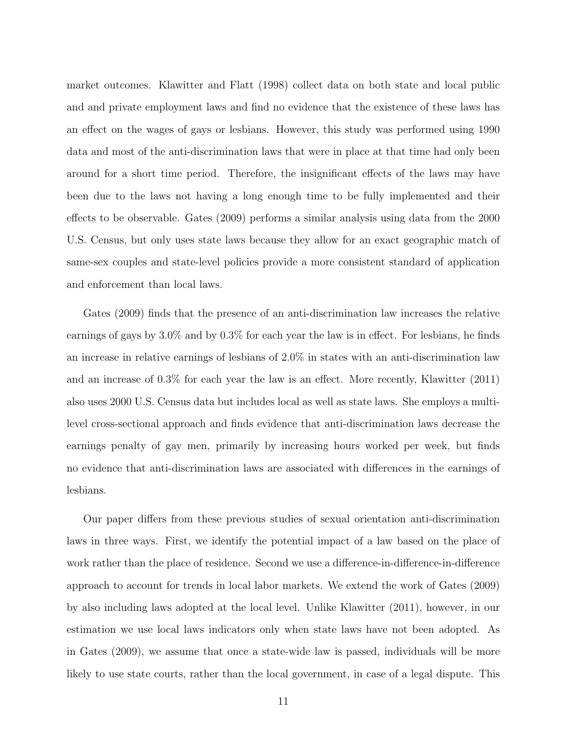market outcomes. Klawitter and Flatt (1998) collect data on both state and local public and and private employment laws and find no evidence that the existence of these laws has an effect on the wages of gays or lesbians. However, this study was performed using 1990 data and most of the anti-discrimination laws that were in place at that time had only been around for a short time period. Therefore, the insignificant effects of the laws may have been due to the laws not having a long enough time to be fully implemented and their effects to be observable. Gates (2009) performs a similar analysis using data from the 2000 U.S. Census, but only uses state laws because they allow for an exact geographic match of same-sex couples and state-level policies provide a more consistent standard of application and enforcement than local laws.

Gates (2009) finds that the presence of an anti-discrimination law increases the relative earnings of gays by 3.0% and by 0.3% for each year the law is in effect. For lesbians, he finds an increase in relative earnings of lesbians of 2.0% in states with an anti-discrimination law and an increase of 0.3% for each year the law is an effect. More recently, Klawitter (2011) also uses 2000 U.S. Census data but includes local as well as state laws. She employs a multi-level cross-sectional approach and finds evidence that anti-discrimination laws decrease the earnings penalty of gay men, primarily by increasing hours worked per week, but finds no evidence that anti-discrimination laws are associated with differences in the earnings of lesbians.

Our paper differs from these previous studies of sexual orientation anti-discrimination laws in three ways. First, we identify the potential impact of a law based on the place of work rather than the place of residence. Second we use a difference-in-difference-in-difference approach to account for trends in local labor markets. We extend the work of Gates (2009) by also including laws adopted at the local level. Unlike Klawitter (2011), however, in our estimation we use local laws indicators only when state laws have not been adopted. As in Gates (2009), we assume that once a state-wide law is passed, individuals will be more likely to use state courts, rather than the local government, in case of a legal dispute. This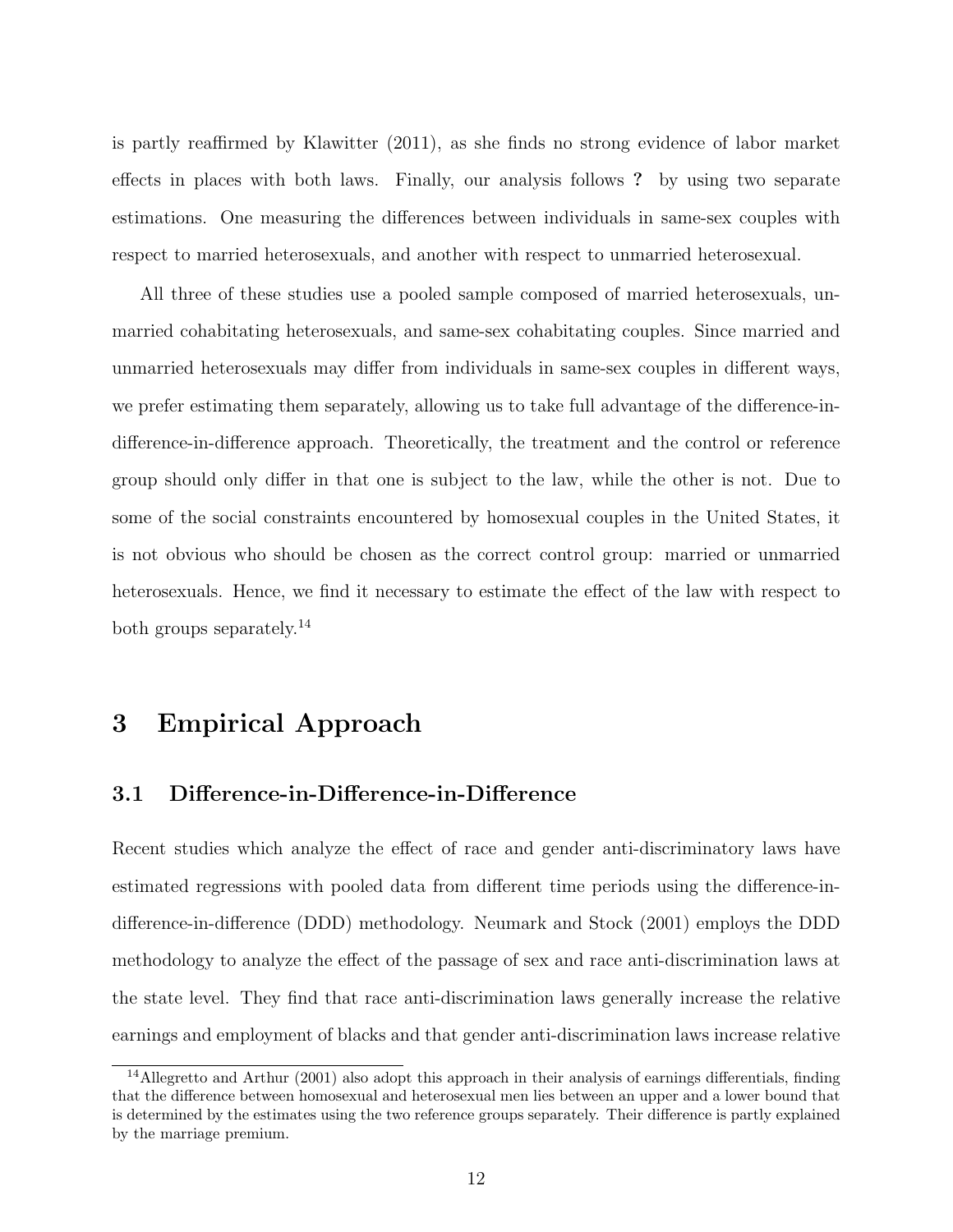is partly reaffirmed by Klawitter (2011), as she finds no strong evidence of labor market effects in places with both laws. Finally, our analysis follows **?** by using two separate estimations. One measuring the differences between individuals in same-sex couples with respect to married heterosexuals, and another with respect to unmarried heterosexual.

All three of these studies use a pooled sample composed of married heterosexuals, unmarried cohabitating heterosexuals, and same-sex cohabitating couples. Since married and unmarried heterosexuals may differ from individuals in same-sex couples in different ways, we prefer estimating them separately, allowing us to take full advantage of the difference-in-difference-in-difference approach. Theoretically, the treatment and the control or reference group should only differ in that one is subject to the law, while the other is not. Due to some of the social constraints encountered by homosexual couples in the United States, it is not obvious who should be chosen as the correct control group: married or unmarried heterosexuals. Hence, we find it necessary to estimate the effect of the law with respect to both groups separately.[14]

# 3 Empirical Approach

## 3.1 Difference-in-Difference-in-Difference

Recent studies which analyze the effect of race and gender anti-discriminatory laws have estimated regressions with pooled data from different time periods using the difference-in-difference-in-difference (DDD) methodology. Neumark and Stock (2001) employs the DDD methodology to analyze the effect of the passage of sex and race anti-discrimination laws at the state level. They find that race anti-discrimination laws generally increase the relative earnings and employment of blacks and that gender anti-discrimination laws increase relative

[14] Allegretto and Arthur (2001) also adopt this approach in their analysis of earnings differentials, finding that the difference between homosexual and heterosexual men lies between an upper and a lower bound that is determined by the estimates using the two reference groups separately. Their difference is partly explained by the marriage premium.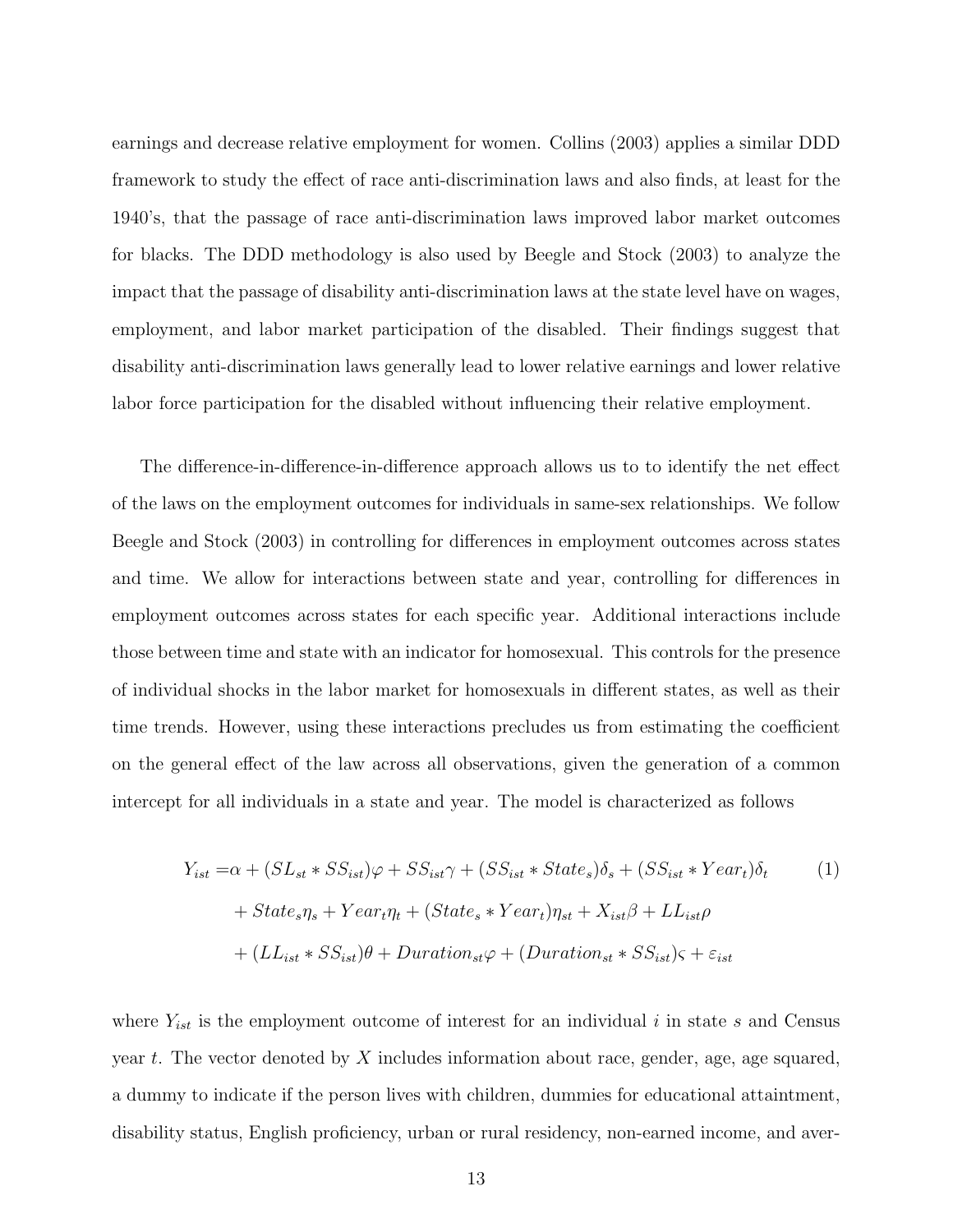earnings and decrease relative employment for women. Collins (2003) applies a similar DDD framework to study the effect of race anti-discrimination laws and also finds, at least for the 1940's, that the passage of race anti-discrimination laws improved labor market outcomes for blacks. The DDD methodology is also used by Beegle and Stock (2003) to analyze the impact that the passage of disability anti-discrimination laws at the state level have on wages, employment, and labor market participation of the disabled. Their findings suggest that disability anti-discrimination laws generally lead to lower relative earnings and lower relative labor force participation for the disabled without influencing their relative employment.

The difference-in-difference-in-difference approach allows us to to identify the net effect of the laws on the employment outcomes for individuals in same-sex relationships. We follow Beegle and Stock (2003) in controlling for differences in employment outcomes across states and time. We allow for interactions between state and year, controlling for differences in employment outcomes across states for each specific year. Additional interactions include those between time and state with an indicator for homosexual. This controls for the presence of individual shocks in the labor market for homosexuals in different states, as well as their time trends. However, using these interactions precludes us from estimating the coefficient on the general effect of the law across all observations, given the generation of a common intercept for all individuals in a state and year. The model is characterized as follows

$$\begin{aligned} Y_{ist} =& \alpha + (SL_{st} * SS_{ist})\varphi + SS_{ist}\gamma + (SS_{ist} * State_s)\delta_s + (SS_{ist} * Year_t)\delta_t \\ &+ State_s\eta_s + Year_t\eta_t + (State_s * Year_t)\eta_{st} + X_{ist}\beta + LL_{ist}\rho \\ &+ (LL_{ist} * SS_{ist})\theta + Duration_{st}\varphi + (Duration_{st} * SS_{ist})\varsigma + \varepsilon_{ist} \end{aligned} \tag{1}$$

where $Y_{ist}$ is the employment outcome of interest for an individual $i$ in state $s$ and Census year $t$. The vector denoted by $X$ includes information about race, gender, age, age squared, a dummy to indicate if the person lives with children, dummies for educational attaintment, disability status, English proficiency, urban or rural residency, non-earned income, and aver-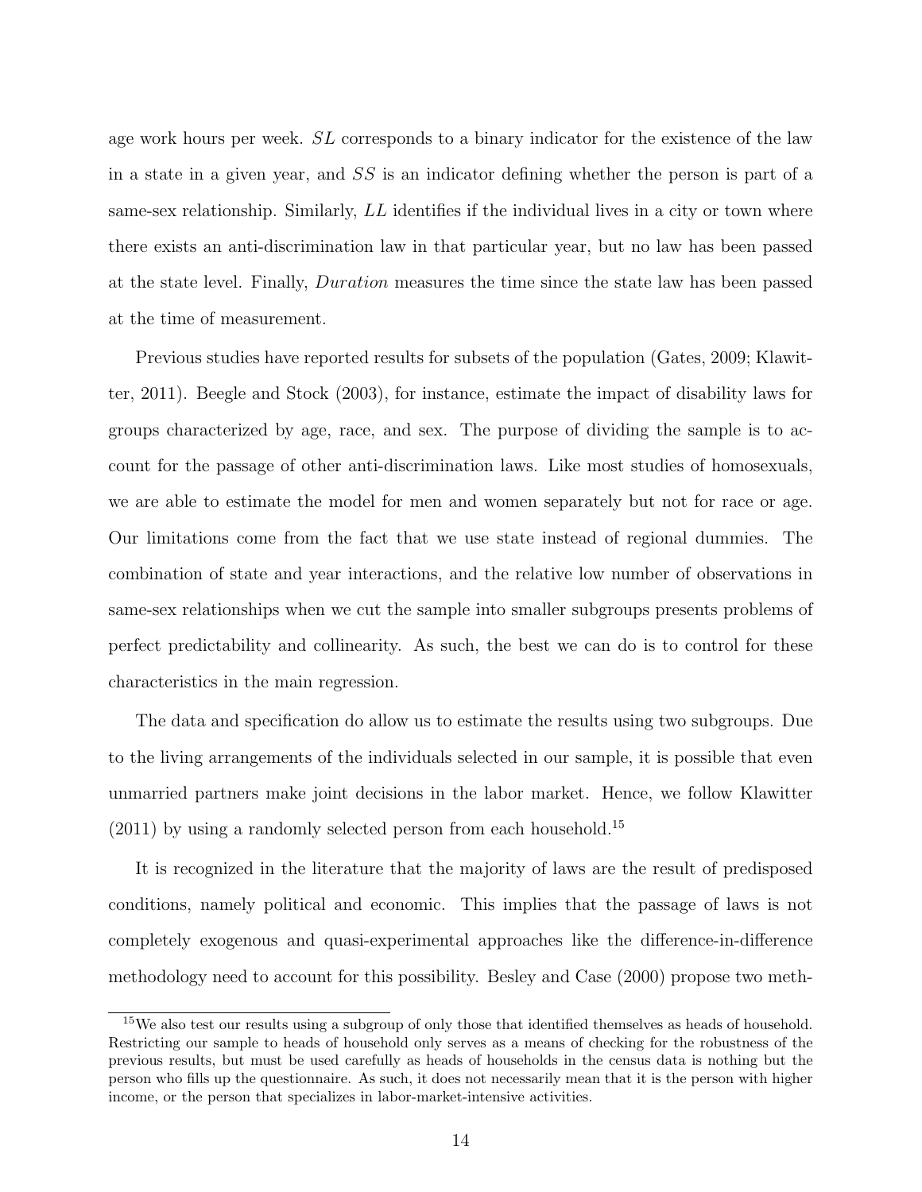age work hours per week. $SL$ corresponds to a binary indicator for the existence of the law in a state in a given year, and $SS$ is an indicator defining whether the person is part of a same-sex relationship. Similarly, $LL$ identifies if the individual lives in a city or town where there exists an anti-discrimination law in that particular year, but no law has been passed at the state level. Finally, *Duration* measures the time since the state law has been passed at the time of measurement.

Previous studies have reported results for subsets of the population (Gates, 2009; Klawitter, 2011). Beegle and Stock (2003), for instance, estimate the impact of disability laws for groups characterized by age, race, and sex. The purpose of dividing the sample is to account for the passage of other anti-discrimination laws. Like most studies of homosexuals, we are able to estimate the model for men and women separately but not for race or age. Our limitations come from the fact that we use state instead of regional dummies. The combination of state and year interactions, and the relative low number of observations in same-sex relationships when we cut the sample into smaller subgroups presents problems of perfect predictability and collinearity. As such, the best we can do is to control for these characteristics in the main regression.

The data and specification do allow us to estimate the results using two subgroups. Due to the living arrangements of the individuals selected in our sample, it is possible that even unmarried partners make joint decisions in the labor market. Hence, we follow Klawitter (2011) by using a randomly selected person from each household.[15]

It is recognized in the literature that the majority of laws are the result of predisposed conditions, namely political and economic. This implies that the passage of laws is not completely exogenous and quasi-experimental approaches like the difference-in-difference methodology need to account for this possibility. Besley and Case (2000) propose two meth-

[15] We also test our results using a subgroup of only those that identified themselves as heads of household. Restricting our sample to heads of household only serves as a means of checking for the robustness of the previous results, but must be used carefully as heads of households in the census data is nothing but the person who fills up the questionnaire. As such, it does not necessarily mean that it is the person with higher income, or the person that specializes in labor-market-intensive activities.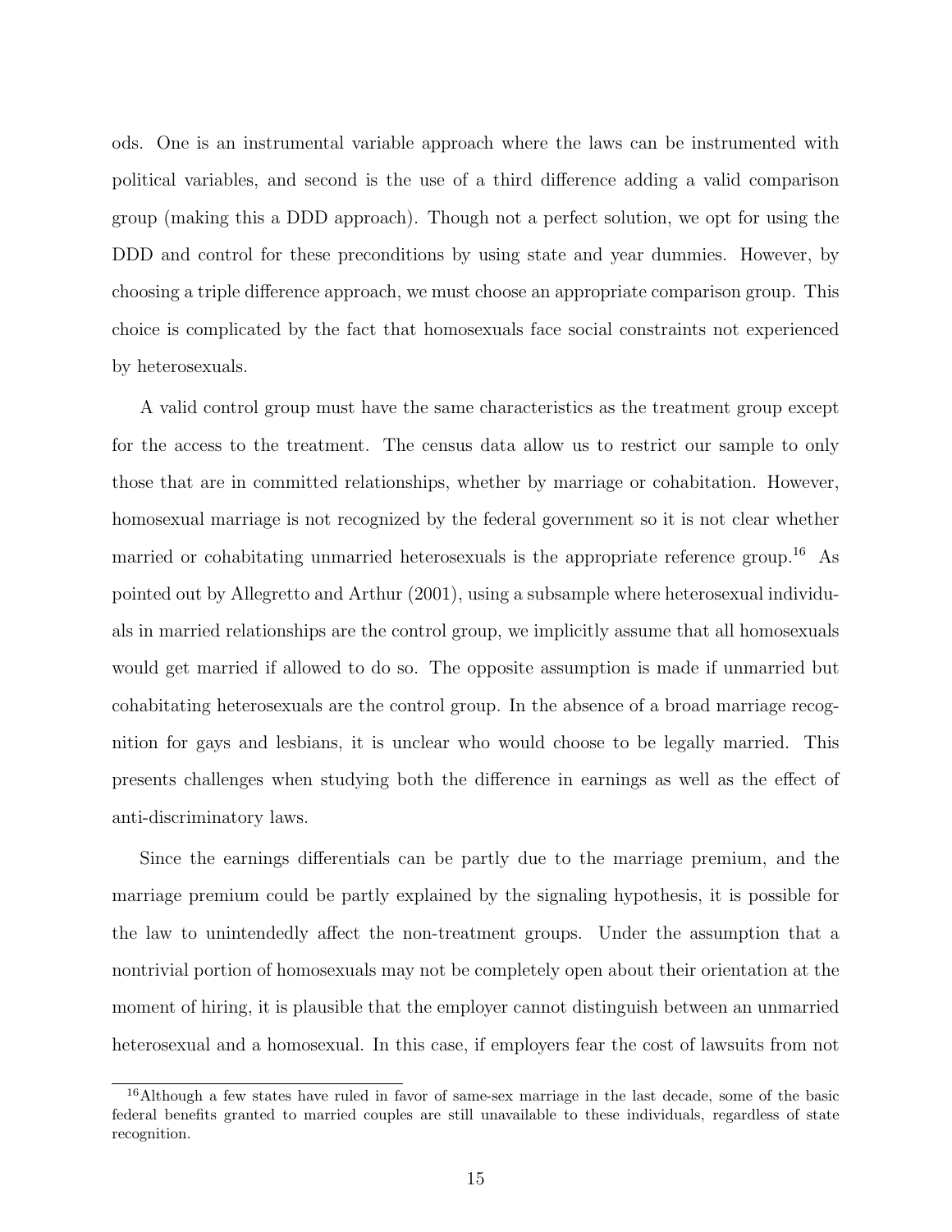ods. One is an instrumental variable approach where the laws can be instrumented with political variables, and second is the use of a third difference adding a valid comparison group (making this a DDD approach). Though not a perfect solution, we opt for using the DDD and control for these preconditions by using state and year dummies. However, by choosing a triple difference approach, we must choose an appropriate comparison group. This choice is complicated by the fact that homosexuals face social constraints not experienced by heterosexuals.

A valid control group must have the same characteristics as the treatment group except for the access to the treatment. The census data allow us to restrict our sample to only those that are in committed relationships, whether by marriage or cohabitation. However, homosexual marriage is not recognized by the federal government so it is not clear whether married or cohabitating unmarried heterosexuals is the appropriate reference group.[16] As pointed out by Allegretto and Arthur (2001), using a subsample where heterosexual individuals in married relationships are the control group, we implicitly assume that all homosexuals would get married if allowed to do so. The opposite assumption is made if unmarried but cohabitating heterosexuals are the control group. In the absence of a broad marriage recognition for gays and lesbians, it is unclear who would choose to be legally married. This presents challenges when studying both the difference in earnings as well as the effect of anti-discriminatory laws.

Since the earnings differentials can be partly due to the marriage premium, and the marriage premium could be partly explained by the signaling hypothesis, it is possible for the law to unintendedly affect the non-treatment groups. Under the assumption that a nontrivial portion of homosexuals may not be completely open about their orientation at the moment of hiring, it is plausible that the employer cannot distinguish between an unmarried heterosexual and a homosexual. In this case, if employers fear the cost of lawsuits from not

[16]Although a few states have ruled in favor of same-sex marriage in the last decade, some of the basic federal benefits granted to married couples are still unavailable to these individuals, regardless of state recognition.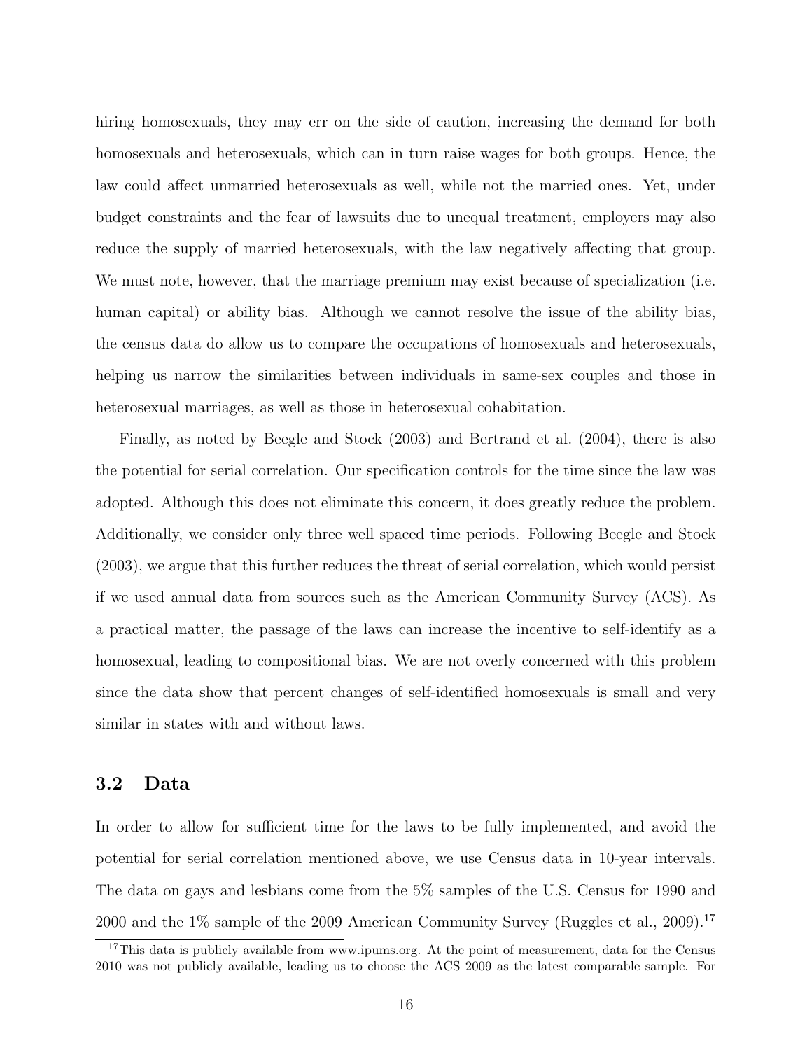hiring homosexuals, they may err on the side of caution, increasing the demand for both homosexuals and heterosexuals, which can in turn raise wages for both groups. Hence, the law could affect unmarried heterosexuals as well, while not the married ones. Yet, under budget constraints and the fear of lawsuits due to unequal treatment, employers may also reduce the supply of married heterosexuals, with the law negatively affecting that group. We must note, however, that the marriage premium may exist because of specialization (i.e. human capital) or ability bias. Although we cannot resolve the issue of the ability bias, the census data do allow us to compare the occupations of homosexuals and heterosexuals, helping us narrow the similarities between individuals in same-sex couples and those in heterosexual marriages, as well as those in heterosexual cohabitation.

Finally, as noted by Beegle and Stock (2003) and Bertrand et al. (2004), there is also the potential for serial correlation. Our specification controls for the time since the law was adopted. Although this does not eliminate this concern, it does greatly reduce the problem. Additionally, we consider only three well spaced time periods. Following Beegle and Stock (2003), we argue that this further reduces the threat of serial correlation, which would persist if we used annual data from sources such as the American Community Survey (ACS). As a practical matter, the passage of the laws can increase the incentive to self-identify as a homosexual, leading to compositional bias. We are not overly concerned with this problem since the data show that percent changes of self-identified homosexuals is small and very similar in states with and without laws.

### 3.2 Data

In order to allow for sufficient time for the laws to be fully implemented, and avoid the potential for serial correlation mentioned above, we use Census data in 10-year intervals. The data on gays and lesbians come from the 5% samples of the U.S. Census for 1990 and 2000 and the 1% sample of the 2009 American Community Survey (Ruggles et al., 2009).[17]

[17] This data is publicly available from www.ipums.org. At the point of measurement, data for the Census 2010 was not publicly available, leading us to choose the ACS 2009 as the latest comparable sample. For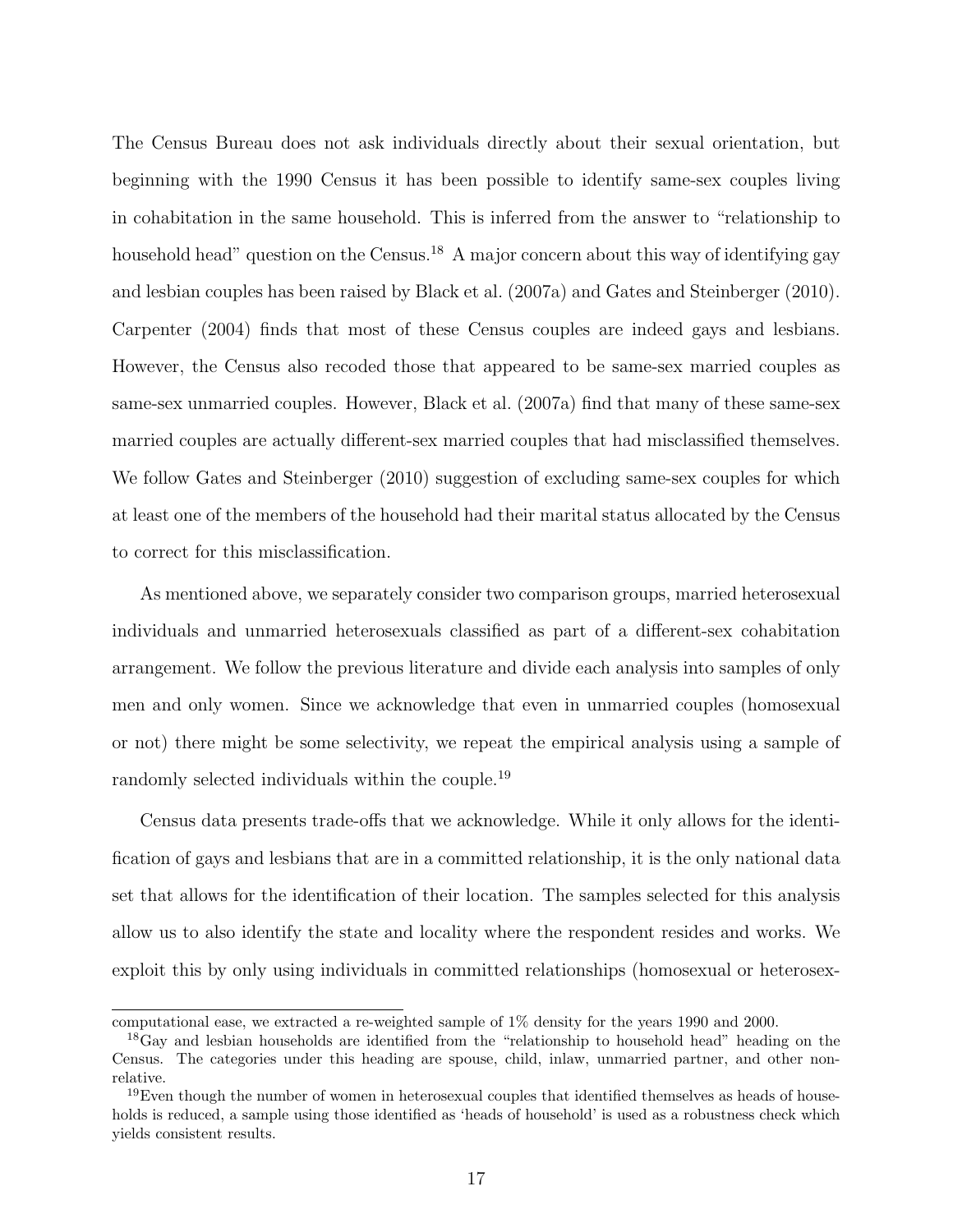The Census Bureau does not ask individuals directly about their sexual orientation, but beginning with the 1990 Census it has been possible to identify same-sex couples living in cohabitation in the same household. This is inferred from the answer to "relationship to household head" question on the Census.[18] A major concern about this way of identifying gay and lesbian couples has been raised by Black et al. (2007a) and Gates and Steinberger (2010). Carpenter (2004) finds that most of these Census couples are indeed gays and lesbians. However, the Census also recoded those that appeared to be same-sex married couples as same-sex unmarried couples. However, Black et al. (2007a) find that many of these same-sex married couples are actually different-sex married couples that had misclassified themselves. We follow Gates and Steinberger (2010) suggestion of excluding same-sex couples for which at least one of the members of the household had their marital status allocated by the Census to correct for this misclassification.

As mentioned above, we separately consider two comparison groups, married heterosexual individuals and unmarried heterosexuals classified as part of a different-sex cohabitation arrangement. We follow the previous literature and divide each analysis into samples of only men and only women. Since we acknowledge that even in unmarried couples (homosexual or not) there might be some selectivity, we repeat the empirical analysis using a sample of randomly selected individuals within the couple.[19]

Census data presents trade-offs that we acknowledge. While it only allows for the identification of gays and lesbians that are in a committed relationship, it is the only national data set that allows for the identification of their location. The samples selected for this analysis allow us to also identify the state and locality where the respondent resides and works. We exploit this by only using individuals in committed relationships (homosexual or heterosex-

computational ease, we extracted a re-weighted sample of 1% density for the years 1990 and 2000.

[18] Gay and lesbian households are identified from the "relationship to household head" heading on the Census. The categories under this heading are spouse, child, inlaw, unmarried partner, and other non-relative.

[19] Even though the number of women in heterosexual couples that identified themselves as heads of households is reduced, a sample using those identified as 'heads of household' is used as a robustness check which yields consistent results.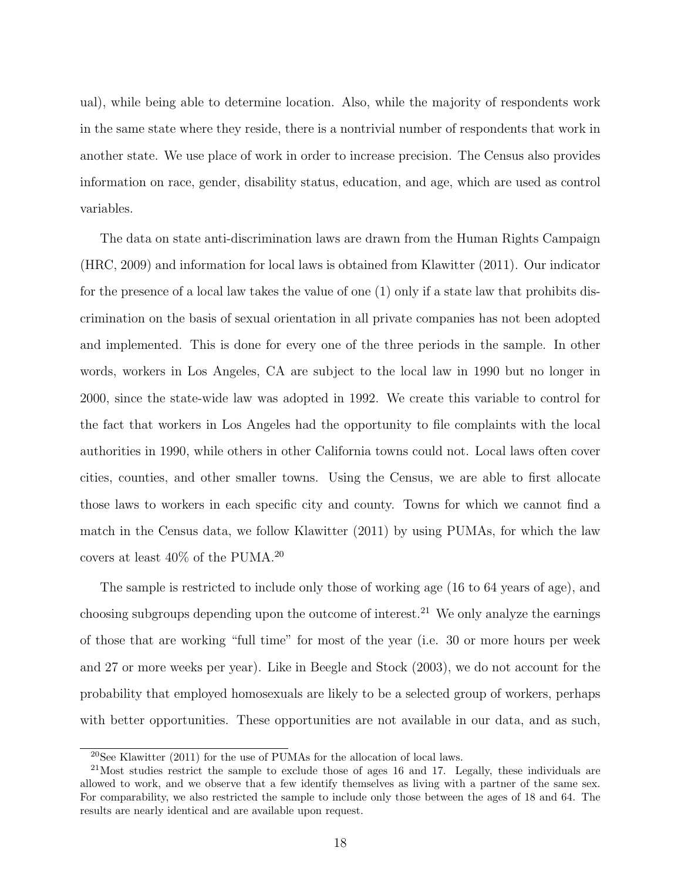ual), while being able to determine location. Also, while the majority of respondents work in the same state where they reside, there is a nontrivial number of respondents that work in another state. We use place of work in order to increase precision. The Census also provides information on race, gender, disability status, education, and age, which are used as control variables.

The data on state anti-discrimination laws are drawn from the Human Rights Campaign (HRC, 2009) and information for local laws is obtained from Klawitter (2011). Our indicator for the presence of a local law takes the value of one (1) only if a state law that prohibits discrimination on the basis of sexual orientation in all private companies has not been adopted and implemented. This is done for every one of the three periods in the sample. In other words, workers in Los Angeles, CA are subject to the local law in 1990 but no longer in 2000, since the state-wide law was adopted in 1992. We create this variable to control for the fact that workers in Los Angeles had the opportunity to file complaints with the local authorities in 1990, while others in other California towns could not. Local laws often cover cities, counties, and other smaller towns. Using the Census, we are able to first allocate those laws to workers in each specific city and county. Towns for which we cannot find a match in the Census data, we follow Klawitter (2011) by using PUMAs, for which the law covers at least 40% of the PUMA.[20]

The sample is restricted to include only those of working age (16 to 64 years of age), and choosing subgroups depending upon the outcome of interest.[21] We only analyze the earnings of those that are working "full time" for most of the year (i.e. 30 or more hours per week and 27 or more weeks per year). Like in Beegle and Stock (2003), we do not account for the probability that employed homosexuals are likely to be a selected group of workers, perhaps with better opportunities. These opportunities are not available in our data, and as such,

[20] See Klawitter (2011) for the use of PUMAs for the allocation of local laws.

[21] Most studies restrict the sample to exclude those of ages 16 and 17. Legally, these individuals are allowed to work, and we observe that a few identify themselves as living with a partner of the same sex. For comparability, we also restricted the sample to include only those between the ages of 18 and 64. The results are nearly identical and are available upon request.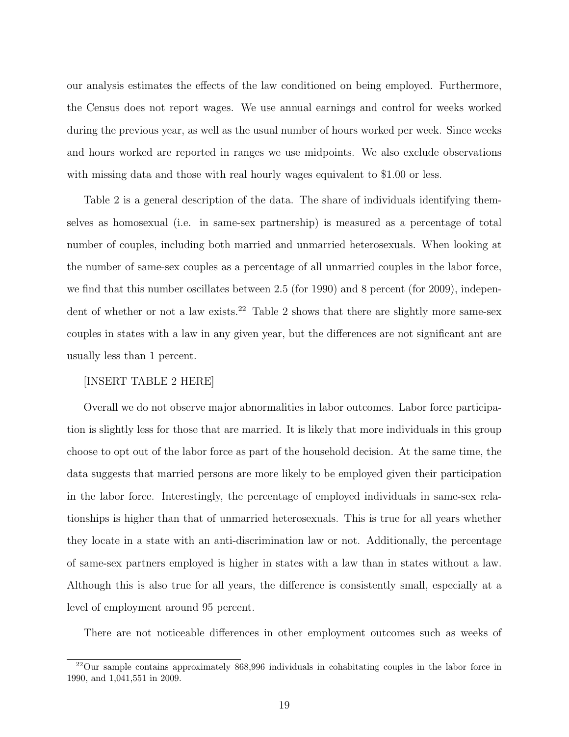our analysis estimates the effects of the law conditioned on being employed. Furthermore, the Census does not report wages. We use annual earnings and control for weeks worked during the previous year, as well as the usual number of hours worked per week. Since weeks and hours worked are reported in ranges we use midpoints. We also exclude observations with missing data and those with real hourly wages equivalent to $1.00 or less.

Table 2 is a general description of the data. The share of individuals identifying themselves as homosexual (i.e. in same-sex partnership) is measured as a percentage of total number of couples, including both married and unmarried heterosexuals. When looking at the number of same-sex couples as a percentage of all unmarried couples in the labor force, we find that this number oscillates between 2.5 (for 1990) and 8 percent (for 2009), independent of whether or not a law exists.[22] Table 2 shows that there are slightly more same-sex couples in states with a law in any given year, but the differences are not significant ant are usually less than 1 percent.

[INSERT TABLE 2 HERE]

Overall we do not observe major abnormalities in labor outcomes. Labor force participation is slightly less for those that are married. It is likely that more individuals in this group choose to opt out of the labor force as part of the household decision. At the same time, the data suggests that married persons are more likely to be employed given their participation in the labor force. Interestingly, the percentage of employed individuals in same-sex relationships is higher than that of unmarried heterosexuals. This is true for all years whether they locate in a state with an anti-discrimination law or not. Additionally, the percentage of same-sex partners employed is higher in states with a law than in states without a law. Although this is also true for all years, the difference is consistently small, especially at a level of employment around 95 percent.

There are not noticeable differences in other employment outcomes such as weeks of

[22]Our sample contains approximately 868,996 individuals in cohabitating couples in the labor force in 1990, and 1,041,551 in 2009.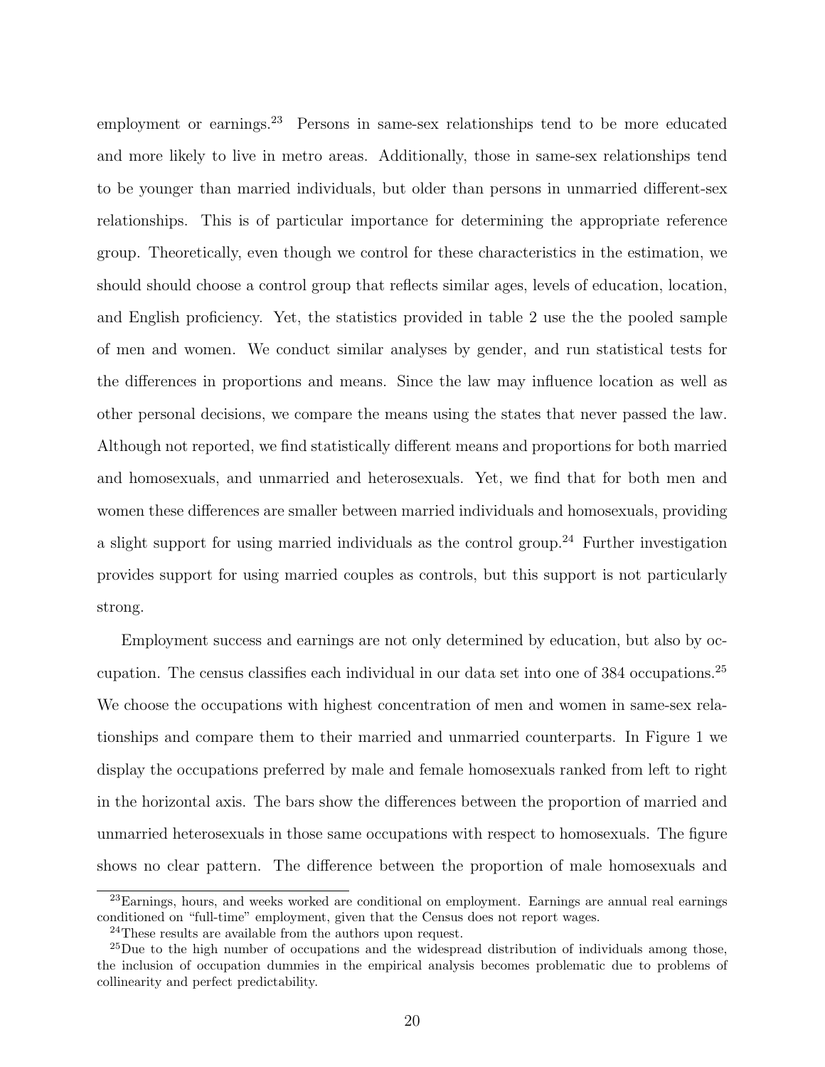employment or earnings.[23] Persons in same-sex relationships tend to be more educated and more likely to live in metro areas. Additionally, those in same-sex relationships tend to be younger than married individuals, but older than persons in unmarried different-sex relationships. This is of particular importance for determining the appropriate reference group. Theoretically, even though we control for these characteristics in the estimation, we should should choose a control group that reflects similar ages, levels of education, location, and English proficiency. Yet, the statistics provided in table 2 use the the pooled sample of men and women. We conduct similar analyses by gender, and run statistical tests for the differences in proportions and means. Since the law may influence location as well as other personal decisions, we compare the means using the states that never passed the law. Although not reported, we find statistically different means and proportions for both married and homosexuals, and unmarried and heterosexuals. Yet, we find that for both men and women these differences are smaller between married individuals and homosexuals, providing a slight support for using married individuals as the control group.[24] Further investigation provides support for using married couples as controls, but this support is not particularly strong.

Employment success and earnings are not only determined by education, but also by occupation. The census classifies each individual in our data set into one of 384 occupations.[25] We choose the occupations with highest concentration of men and women in same-sex relationships and compare them to their married and unmarried counterparts. In Figure 1 we display the occupations preferred by male and female homosexuals ranked from left to right in the horizontal axis. The bars show the differences between the proportion of married and unmarried heterosexuals in those same occupations with respect to homosexuals. The figure shows no clear pattern. The difference between the proportion of male homosexuals and

[23] Earnings, hours, and weeks worked are conditional on employment. Earnings are annual real earnings conditioned on "full-time" employment, given that the Census does not report wages.

[24] These results are available from the authors upon request.

[25] Due to the high number of occupations and the widespread distribution of individuals among those, the inclusion of occupation dummies in the empirical analysis becomes problematic due to problems of collinearity and perfect predictability.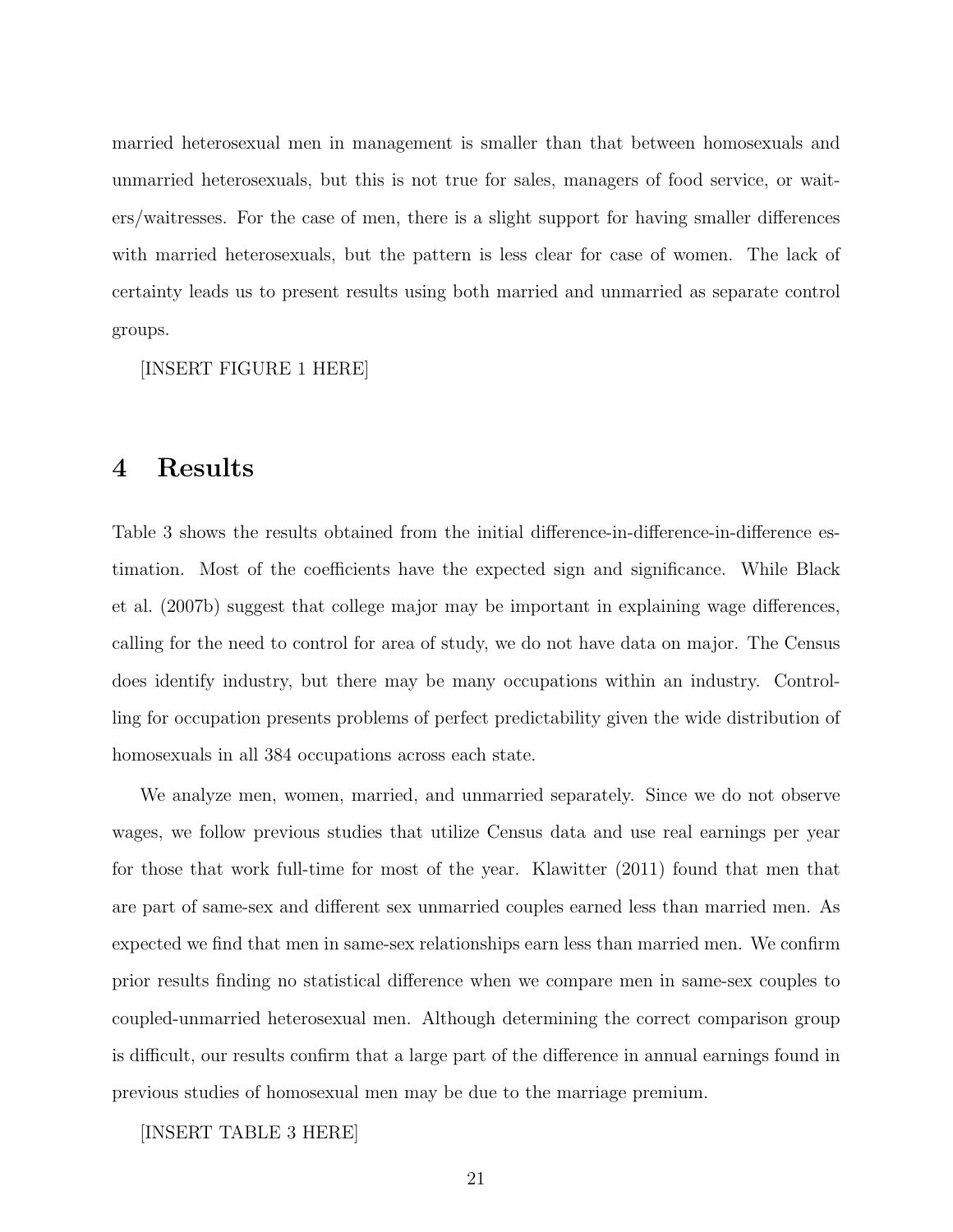married heterosexual men in management is smaller than that between homosexuals and unmarried heterosexuals, but this is not true for sales, managers of food service, or waiters/waitresses. For the case of men, there is a slight support for having smaller differences with married heterosexuals, but the pattern is less clear for case of women. The lack of certainty leads us to present results using both married and unmarried as separate control groups.

[INSERT FIGURE 1 HERE]

# 4 Results

Table 3 shows the results obtained from the initial difference-in-difference-in-difference estimation. Most of the coefficients have the expected sign and significance. While Black et al. (2007b) suggest that college major may be important in explaining wage differences, calling for the need to control for area of study, we do not have data on major. The Census does identify industry, but there may be many occupations within an industry. Controlling for occupation presents problems of perfect predictability given the wide distribution of homosexuals in all 384 occupations across each state.

We analyze men, women, married, and unmarried separately. Since we do not observe wages, we follow previous studies that utilize Census data and use real earnings per year for those that work full-time for most of the year. Klawitter (2011) found that men that are part of same-sex and different sex unmarried couples earned less than married men. As expected we find that men in same-sex relationships earn less than married men. We confirm prior results finding no statistical difference when we compare men in same-sex couples to coupled-unmarried heterosexual men. Although determining the correct comparison group is difficult, our results confirm that a large part of the difference in annual earnings found in previous studies of homosexual men may be due to the marriage premium.

[INSERT TABLE 3 HERE]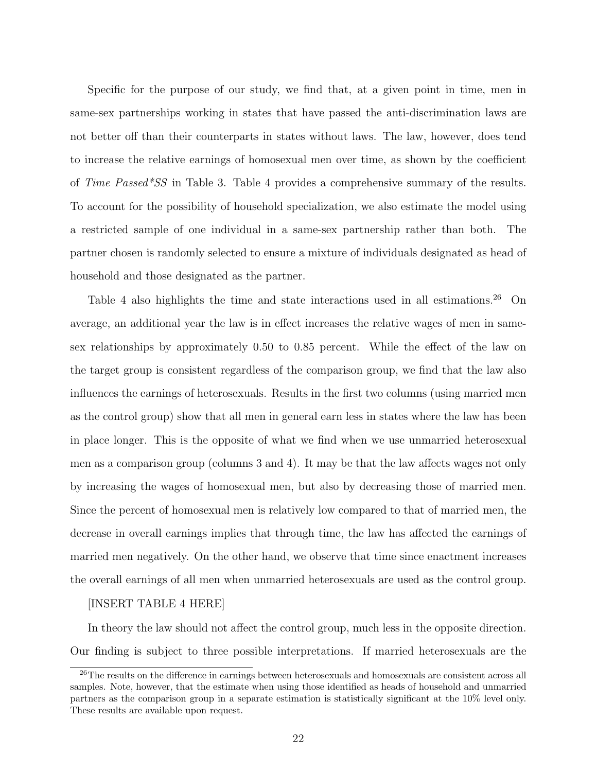Specific for the purpose of our study, we find that, at a given point in time, men in same-sex partnerships working in states that have passed the anti-discrimination laws are not better off than their counterparts in states without laws. The law, however, does tend to increase the relative earnings of homosexual men over time, as shown by the coefficient of *Time Passed*SS* in Table 3. Table 4 provides a comprehensive summary of the results. To account for the possibility of household specialization, we also estimate the model using a restricted sample of one individual in a same-sex partnership rather than both. The partner chosen is randomly selected to ensure a mixture of individuals designated as head of household and those designated as the partner.

Table 4 also highlights the time and state interactions used in all estimations.[26] On average, an additional year the law is in effect increases the relative wages of men in same-sex relationships by approximately 0.50 to 0.85 percent. While the effect of the law on the target group is consistent regardless of the comparison group, we find that the law also influences the earnings of heterosexuals. Results in the first two columns (using married men as the control group) show that all men in general earn less in states where the law has been in place longer. This is the opposite of what we find when we use unmarried heterosexual men as a comparison group (columns 3 and 4). It may be that the law affects wages not only by increasing the wages of homosexual men, but also by decreasing those of married men. Since the percent of homosexual men is relatively low compared to that of married men, the decrease in overall earnings implies that through time, the law has affected the earnings of married men negatively. On the other hand, we observe that time since enactment increases the overall earnings of all men when unmarried heterosexuals are used as the control group.

[INSERT TABLE 4 HERE]

In theory the law should not affect the control group, much less in the opposite direction. Our finding is subject to three possible interpretations. If married heterosexuals are the

[26] The results on the difference in earnings between heterosexuals and homosexuals are consistent across all samples. Note, however, that the estimate when using those identified as heads of household and unmarried partners as the comparison group in a separate estimation is statistically significant at the 10% level only. These results are available upon request.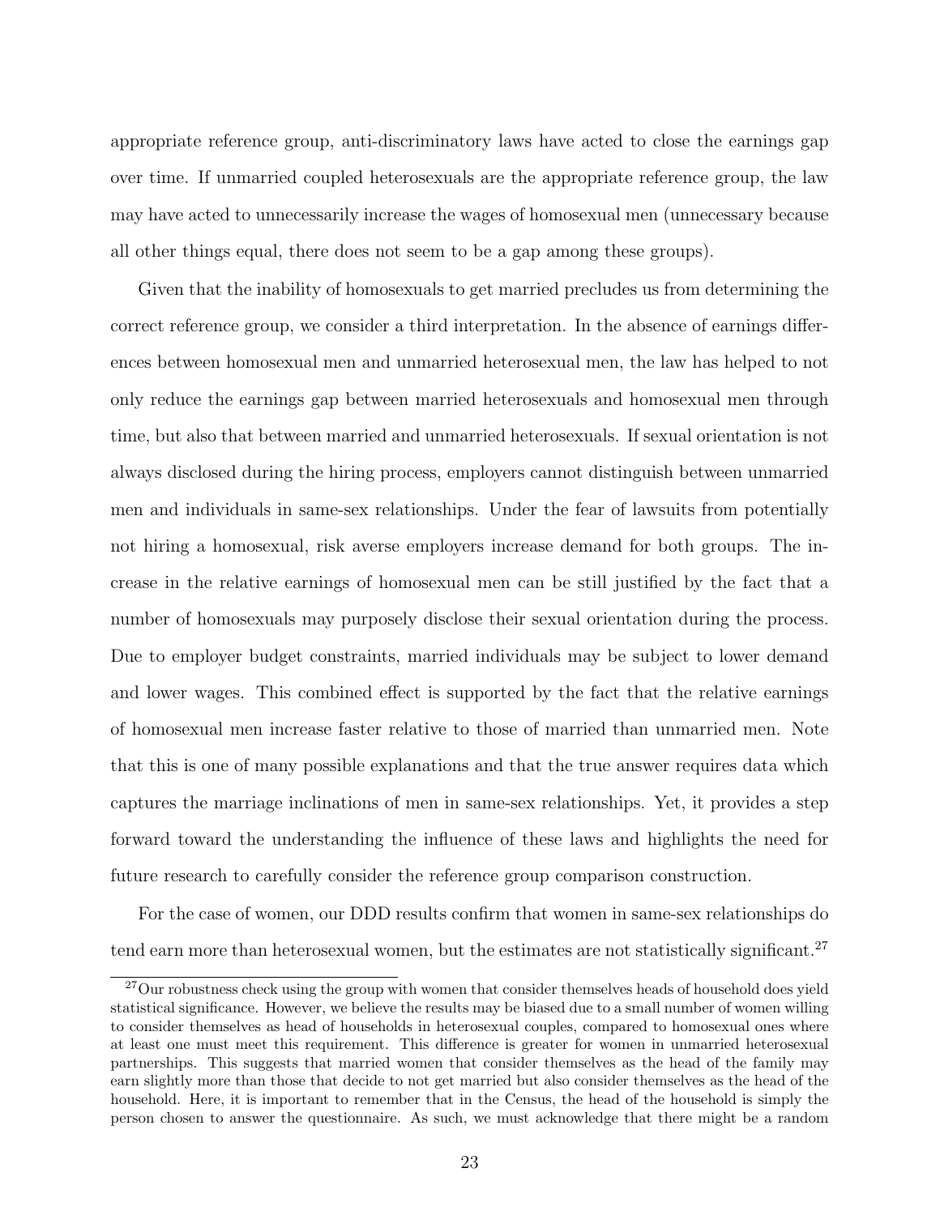appropriate reference group, anti-discriminatory laws have acted to close the earnings gap over time. If unmarried coupled heterosexuals are the appropriate reference group, the law may have acted to unnecessarily increase the wages of homosexual men (unnecessary because all other things equal, there does not seem to be a gap among these groups).

Given that the inability of homosexuals to get married precludes us from determining the correct reference group, we consider a third interpretation. In the absence of earnings differences between homosexual men and unmarried heterosexual men, the law has helped to not only reduce the earnings gap between married heterosexuals and homosexual men through time, but also that between married and unmarried heterosexuals. If sexual orientation is not always disclosed during the hiring process, employers cannot distinguish between unmarried men and individuals in same-sex relationships. Under the fear of lawsuits from potentially not hiring a homosexual, risk averse employers increase demand for both groups. The increase in the relative earnings of homosexual men can be still justified by the fact that a number of homosexuals may purposely disclose their sexual orientation during the process. Due to employer budget constraints, married individuals may be subject to lower demand and lower wages. This combined effect is supported by the fact that the relative earnings of homosexual men increase faster relative to those of married than unmarried men. Note that this is one of many possible explanations and that the true answer requires data which captures the marriage inclinations of men in same-sex relationships. Yet, it provides a step forward toward the understanding the influence of these laws and highlights the need for future research to carefully consider the reference group comparison construction.

For the case of women, our DDD results confirm that women in same-sex relationships do tend earn more than heterosexual women, but the estimates are not statistically significant.[27]

[27] Our robustness check using the group with women that consider themselves heads of household does yield statistical significance. However, we believe the results may be biased due to a small number of women willing to consider themselves as head of households in heterosexual couples, compared to homosexual ones where at least one must meet this requirement. This difference is greater for women in unmarried heterosexual partnerships. This suggests that married women that consider themselves as the head of the family may earn slightly more than those that decide to not get married but also consider themselves as the head of the household. Here, it is important to remember that in the Census, the head of the household is simply the person chosen to answer the questionnaire. As such, we must acknowledge that there might be a random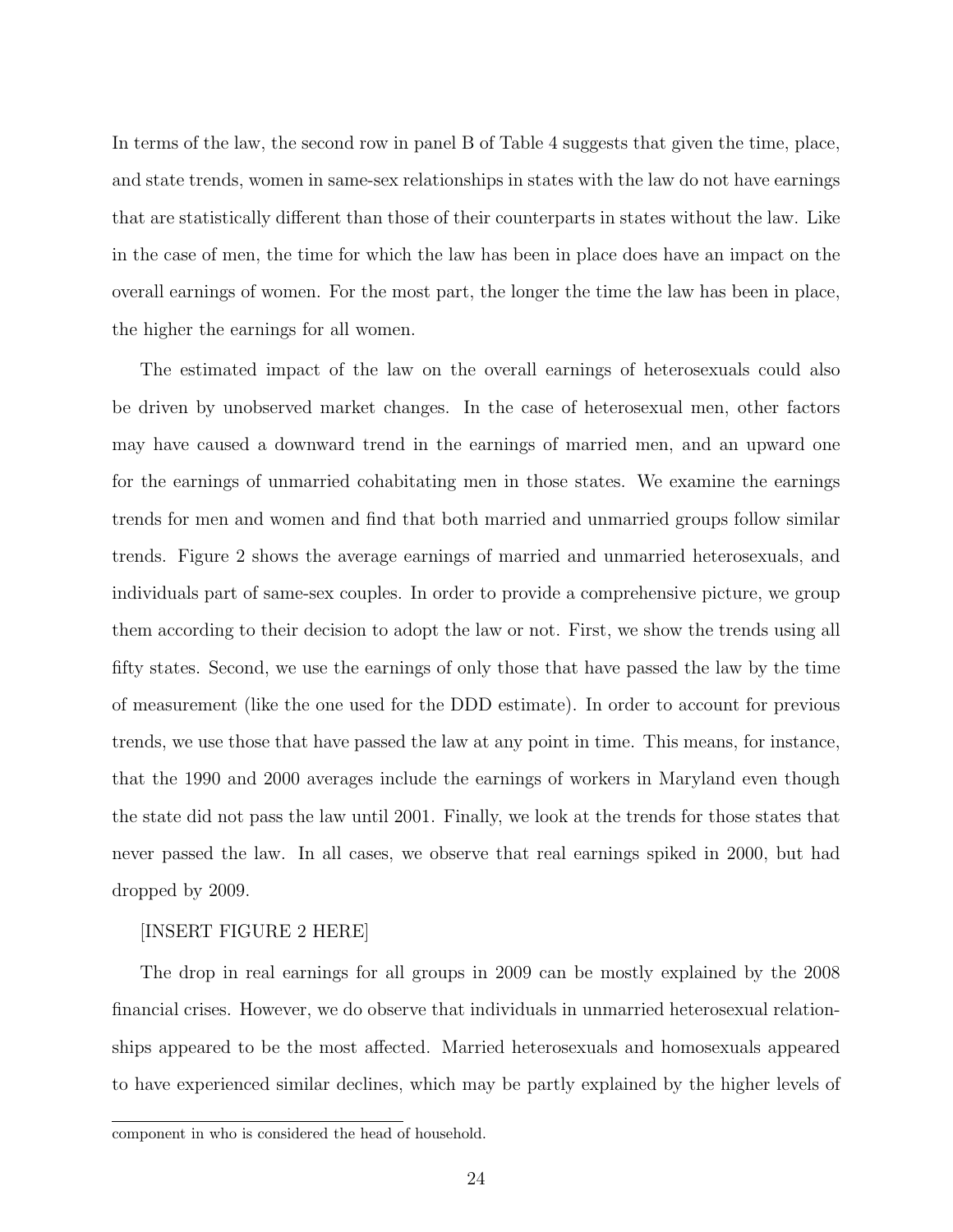In terms of the law, the second row in panel B of Table 4 suggests that given the time, place, and state trends, women in same-sex relationships in states with the law do not have earnings that are statistically different than those of their counterparts in states without the law. Like in the case of men, the time for which the law has been in place does have an impact on the overall earnings of women. For the most part, the longer the time the law has been in place, the higher the earnings for all women.

The estimated impact of the law on the overall earnings of heterosexuals could also be driven by unobserved market changes. In the case of heterosexual men, other factors may have caused a downward trend in the earnings of married men, and an upward one for the earnings of unmarried cohabitating men in those states. We examine the earnings trends for men and women and find that both married and unmarried groups follow similar trends. Figure 2 shows the average earnings of married and unmarried heterosexuals, and individuals part of same-sex couples. In order to provide a comprehensive picture, we group them according to their decision to adopt the law or not. First, we show the trends using all fifty states. Second, we use the earnings of only those that have passed the law by the time of measurement (like the one used for the DDD estimate). In order to account for previous trends, we use those that have passed the law at any point in time. This means, for instance, that the 1990 and 2000 averages include the earnings of workers in Maryland even though the state did not pass the law until 2001. Finally, we look at the trends for those states that never passed the law. In all cases, we observe that real earnings spiked in 2000, but had dropped by 2009.

[INSERT FIGURE 2 HERE]

The drop in real earnings for all groups in 2009 can be mostly explained by the 2008 financial crises. However, we do observe that individuals in unmarried heterosexual relationships appeared to be the most affected. Married heterosexuals and homosexuals appeared to have experienced similar declines, which may be partly explained by the higher levels of

component in who is considered the head of household.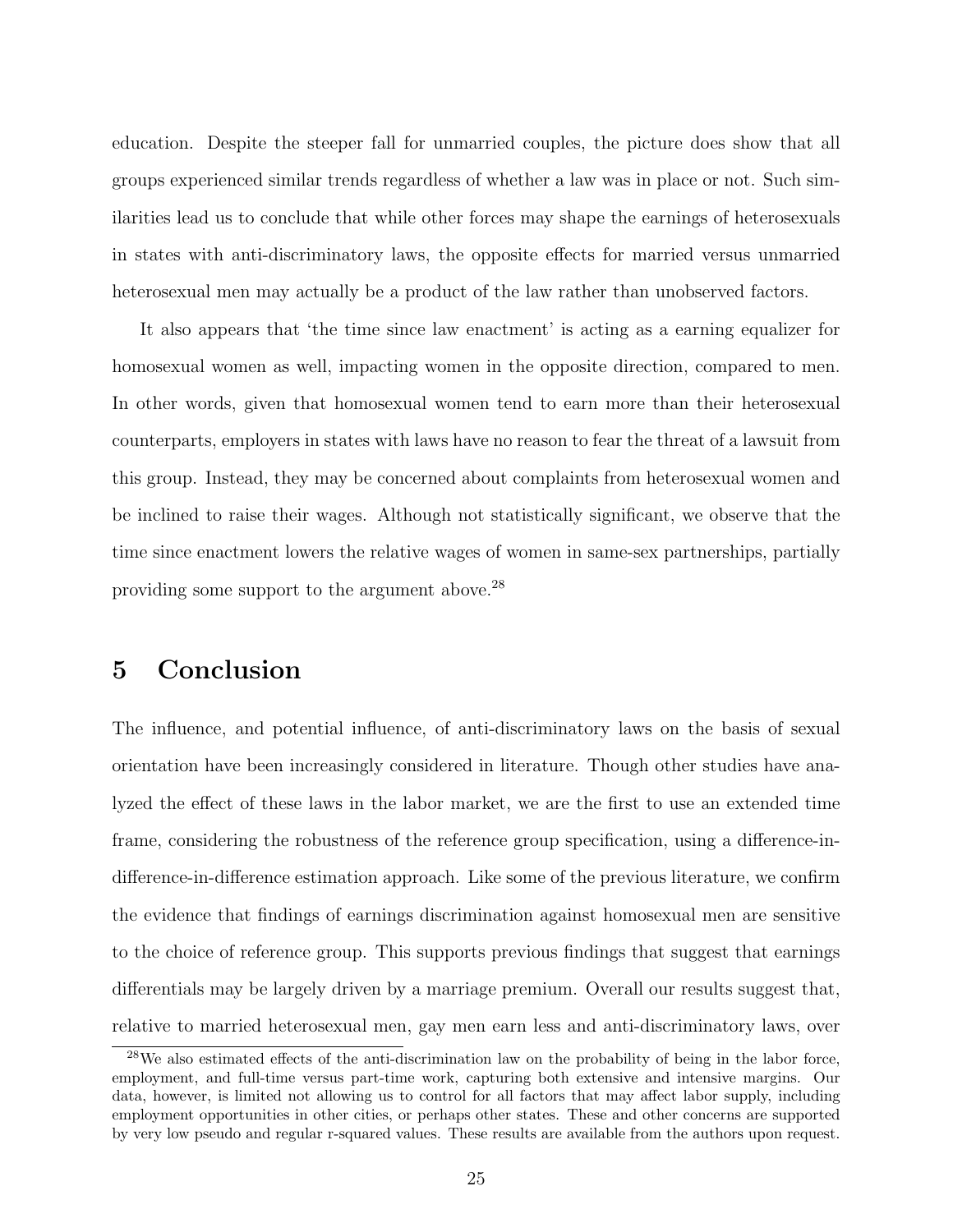education. Despite the steeper fall for unmarried couples, the picture does show that all groups experienced similar trends regardless of whether a law was in place or not. Such similarities lead us to conclude that while other forces may shape the earnings of heterosexuals in states with anti-discriminatory laws, the opposite effects for married versus unmarried heterosexual men may actually be a product of the law rather than unobserved factors.

It also appears that 'the time since law enactment' is acting as a earning equalizer for homosexual women as well, impacting women in the opposite direction, compared to men. In other words, given that homosexual women tend to earn more than their heterosexual counterparts, employers in states with laws have no reason to fear the threat of a lawsuit from this group. Instead, they may be concerned about complaints from heterosexual women and be inclined to raise their wages. Although not statistically significant, we observe that the time since enactment lowers the relative wages of women in same-sex partnerships, partially providing some support to the argument above.[28]

# 5 Conclusion

The influence, and potential influence, of anti-discriminatory laws on the basis of sexual orientation have been increasingly considered in literature. Though other studies have analyzed the effect of these laws in the labor market, we are the first to use an extended time frame, considering the robustness of the reference group specification, using a difference-in-difference-in-difference estimation approach. Like some of the previous literature, we confirm the evidence that findings of earnings discrimination against homosexual men are sensitive to the choice of reference group. This supports previous findings that suggest that earnings differentials may be largely driven by a marriage premium. Overall our results suggest that, relative to married heterosexual men, gay men earn less and anti-discriminatory laws, over

[28] We also estimated effects of the anti-discrimination law on the probability of being in the labor force, employment, and full-time versus part-time work, capturing both extensive and intensive margins. Our data, however, is limited not allowing us to control for all factors that may affect labor supply, including employment opportunities in other cities, or perhaps other states. These and other concerns are supported by very low pseudo and regular r-squared values. These results are available from the authors upon request.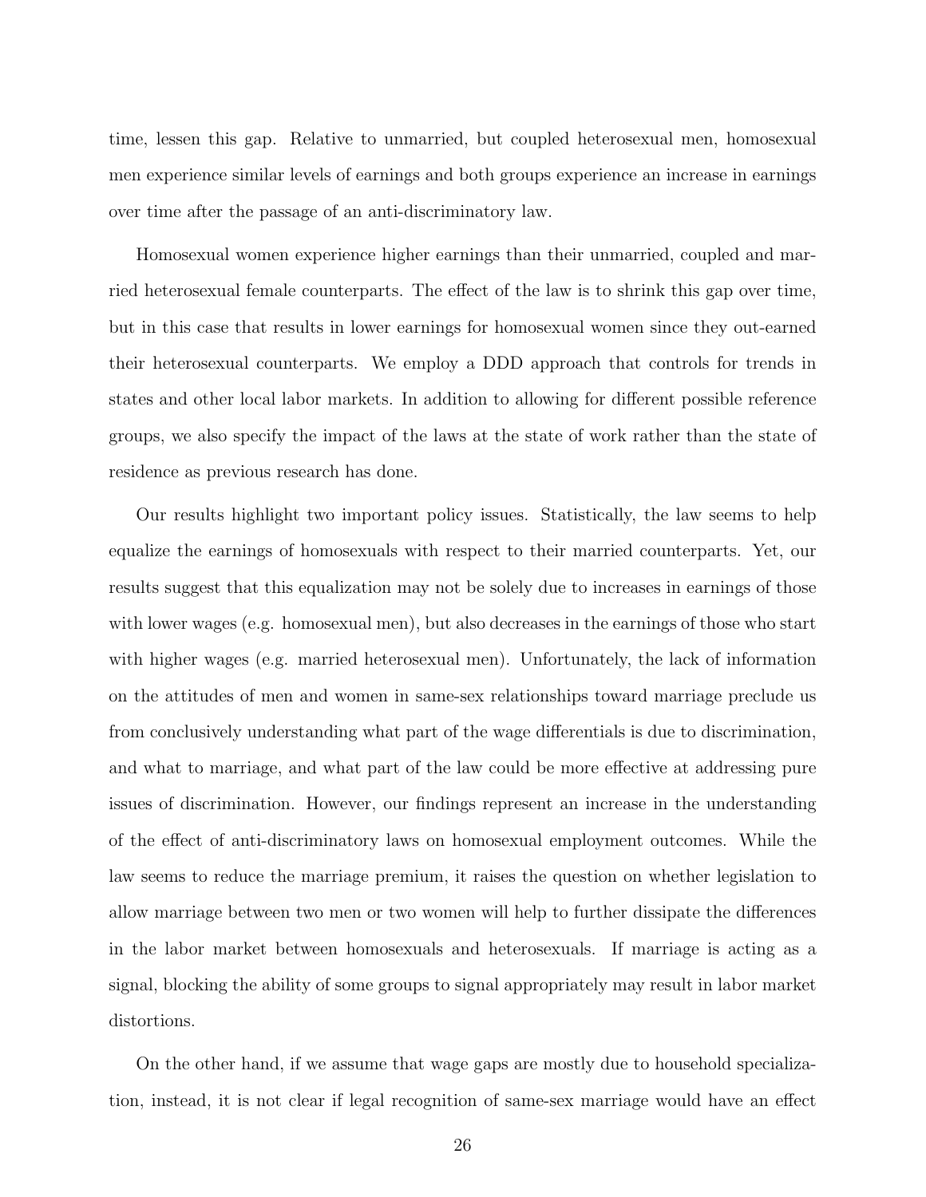time, lessen this gap. Relative to unmarried, but coupled heterosexual men, homosexual men experience similar levels of earnings and both groups experience an increase in earnings over time after the passage of an anti-discriminatory law.

Homosexual women experience higher earnings than their unmarried, coupled and married heterosexual female counterparts. The effect of the law is to shrink this gap over time, but in this case that results in lower earnings for homosexual women since they out-earned their heterosexual counterparts. We employ a DDD approach that controls for trends in states and other local labor markets. In addition to allowing for different possible reference groups, we also specify the impact of the laws at the state of work rather than the state of residence as previous research has done.

Our results highlight two important policy issues. Statistically, the law seems to help equalize the earnings of homosexuals with respect to their married counterparts. Yet, our results suggest that this equalization may not be solely due to increases in earnings of those with lower wages (e.g. homosexual men), but also decreases in the earnings of those who start with higher wages (e.g. married heterosexual men). Unfortunately, the lack of information on the attitudes of men and women in same-sex relationships toward marriage preclude us from conclusively understanding what part of the wage differentials is due to discrimination, and what to marriage, and what part of the law could be more effective at addressing pure issues of discrimination. However, our findings represent an increase in the understanding of the effect of anti-discriminatory laws on homosexual employment outcomes. While the law seems to reduce the marriage premium, it raises the question on whether legislation to allow marriage between two men or two women will help to further dissipate the differences in the labor market between homosexuals and heterosexuals. If marriage is acting as a signal, blocking the ability of some groups to signal appropriately may result in labor market distortions.

On the other hand, if we assume that wage gaps are mostly due to household specialization, instead, it is not clear if legal recognition of same-sex marriage would have an effect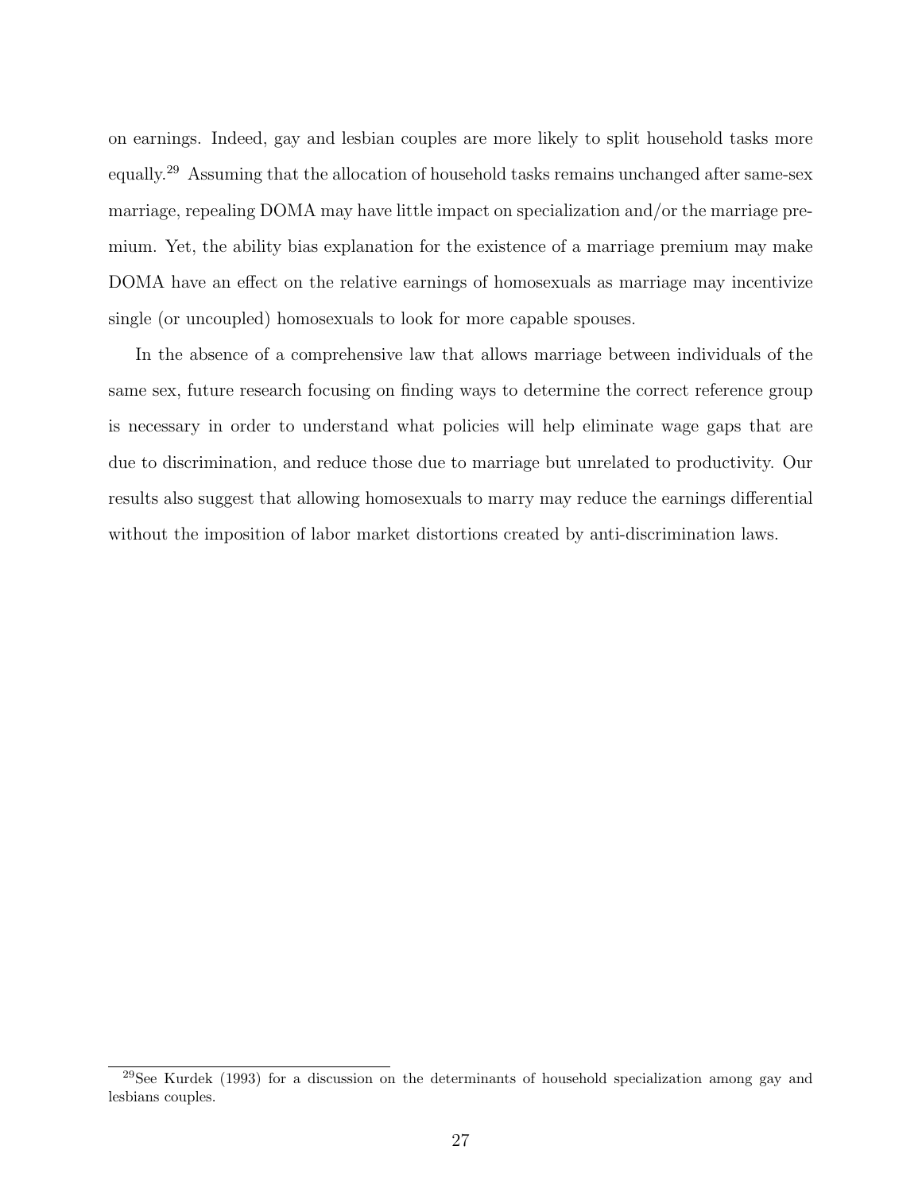on earnings. Indeed, gay and lesbian couples are more likely to split household tasks more equally.[29] Assuming that the allocation of household tasks remains unchanged after same-sex marriage, repealing DOMA may have little impact on specialization and/or the marriage premium. Yet, the ability bias explanation for the existence of a marriage premium may make DOMA have an effect on the relative earnings of homosexuals as marriage may incentivize single (or uncoupled) homosexuals to look for more capable spouses.

In the absence of a comprehensive law that allows marriage between individuals of the same sex, future research focusing on finding ways to determine the correct reference group is necessary in order to understand what policies will help eliminate wage gaps that are due to discrimination, and reduce those due to marriage but unrelated to productivity. Our results also suggest that allowing homosexuals to marry may reduce the earnings differential without the imposition of labor market distortions created by anti-discrimination laws.

[29] See Kurdek (1993) for a discussion on the determinants of household specialization among gay and lesbians couples.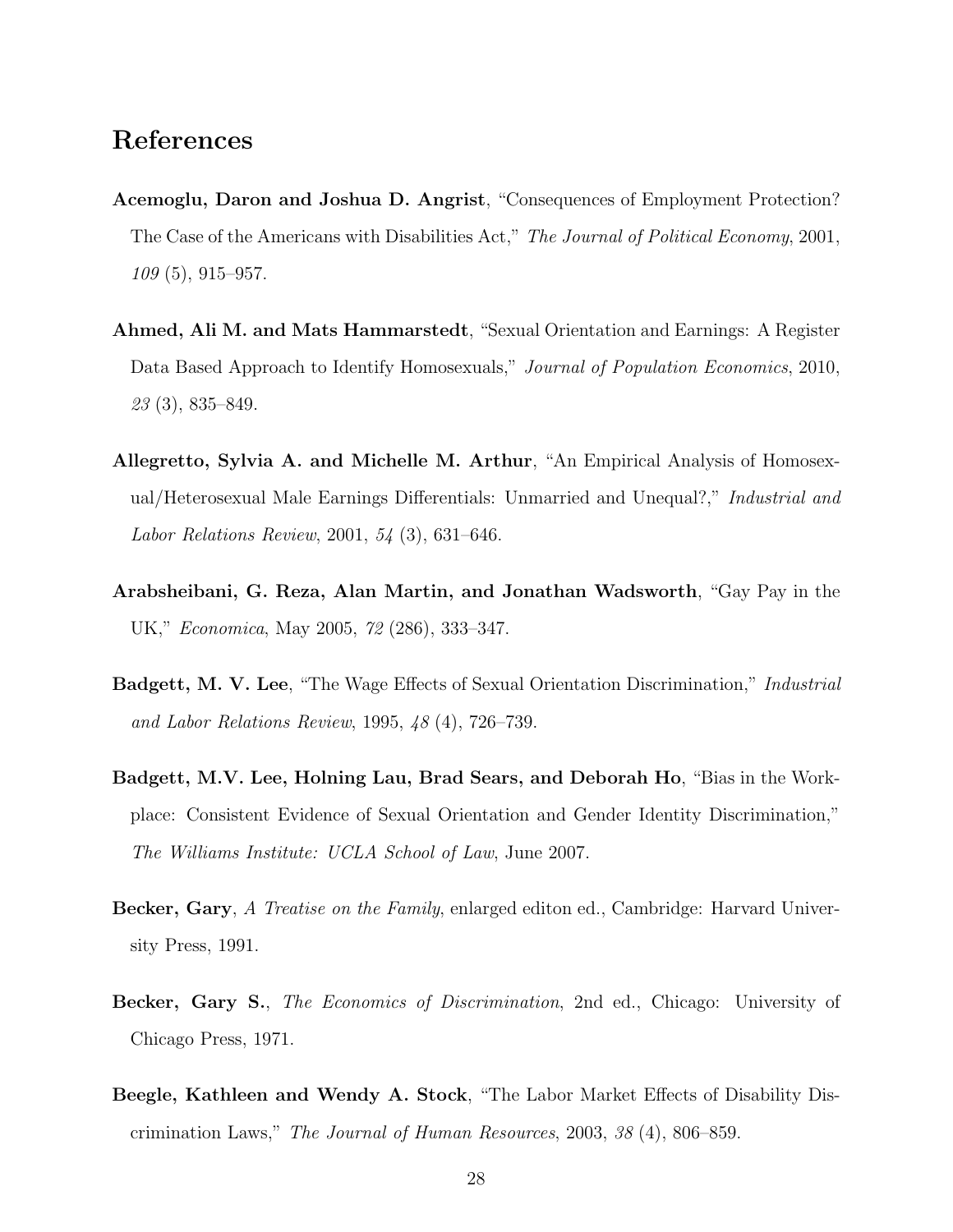## References

**Acemoglu, Daron and Joshua D. Angrist**, "Consequences of Employment Protection? The Case of the Americans with Disabilities Act," *The Journal of Political Economy*, 2001, *109* (5), 915–957.

**Ahmed, Ali M. and Mats Hammarstedt**, "Sexual Orientation and Earnings: A Register Data Based Approach to Identify Homosexuals," *Journal of Population Economics*, 2010, *23* (3), 835–849.

**Allegretto, Sylvia A. and Michelle M. Arthur**, "An Empirical Analysis of Homosexual/Heterosexual Male Earnings Differentials: Unmarried and Unequal?," *Industrial and Labor Relations Review*, 2001, *54* (3), 631–646.

**Arabsheibani, G. Reza, Alan Martin, and Jonathan Wadsworth**, "Gay Pay in the UK," *Economica*, May 2005, *72* (286), 333–347.

**Badgett, M. V. Lee**, "The Wage Effects of Sexual Orientation Discrimination," *Industrial and Labor Relations Review*, 1995, *48* (4), 726–739.

**Badgett, M.V. Lee, Holning Lau, Brad Sears, and Deborah Ho**, "Bias in the Workplace: Consistent Evidence of Sexual Orientation and Gender Identity Discrimination," *The Williams Institute: UCLA School of Law*, June 2007.

**Becker, Gary**, *A Treatise on the Family*, enlarged editon ed., Cambridge: Harvard University Press, 1991.

**Becker, Gary S.**, *The Economics of Discrimination*, 2nd ed., Chicago: University of Chicago Press, 1971.

**Beegle, Kathleen and Wendy A. Stock**, "The Labor Market Effects of Disability Discrimination Laws," *The Journal of Human Resources*, 2003, *38* (4), 806–859.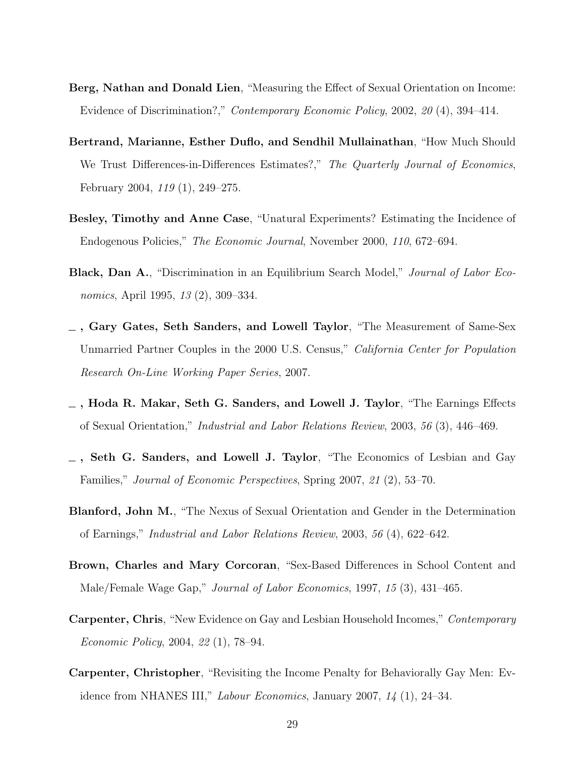**Berg, Nathan and Donald Lien**, "Measuring the Effect of Sexual Orientation on Income: Evidence of Discrimination?," *Contemporary Economic Policy*, 2002, *20* (4), 394–414.

**Bertrand, Marianne, Esther Duflo, and Sendhil Mullainathan**, "How Much Should We Trust Differences-in-Differences Estimates?," *The Quarterly Journal of Economics*, February 2004, *119* (1), 249–275.

**Besley, Timothy and Anne Case**, "Unatural Experiments? Estimating the Incidence of Endogenous Policies," *The Economic Journal*, November 2000, *110*, 672–694.

**Black, Dan A.**, "Discrimination in an Equilibrium Search Model," *Journal of Labor Economics*, April 1995, *13* (2), 309–334.

**_ , Gary Gates, Seth Sanders, and Lowell Taylor**, "The Measurement of Same-Sex Unmarried Partner Couples in the 2000 U.S. Census," *California Center for Population Research On-Line Working Paper Series*, 2007.

**_ , Hoda R. Makar, Seth G. Sanders, and Lowell J. Taylor**, "The Earnings Effects of Sexual Orientation," *Industrial and Labor Relations Review*, 2003, *56* (3), 446–469.

**_ , Seth G. Sanders, and Lowell J. Taylor**, "The Economics of Lesbian and Gay Families," *Journal of Economic Perspectives*, Spring 2007, *21* (2), 53–70.

**Blanford, John M.**, "The Nexus of Sexual Orientation and Gender in the Determination of Earnings," *Industrial and Labor Relations Review*, 2003, *56* (4), 622–642.

**Brown, Charles and Mary Corcoran**, "Sex-Based Differences in School Content and Male/Female Wage Gap," *Journal of Labor Economics*, 1997, *15* (3), 431–465.

**Carpenter, Chris**, "New Evidence on Gay and Lesbian Household Incomes," *Contemporary Economic Policy*, 2004, *22* (1), 78–94.

**Carpenter, Christopher**, "Revisiting the Income Penalty for Behaviorally Gay Men: Evidence from NHANES III," *Labour Economics*, January 2007, *14* (1), 24–34.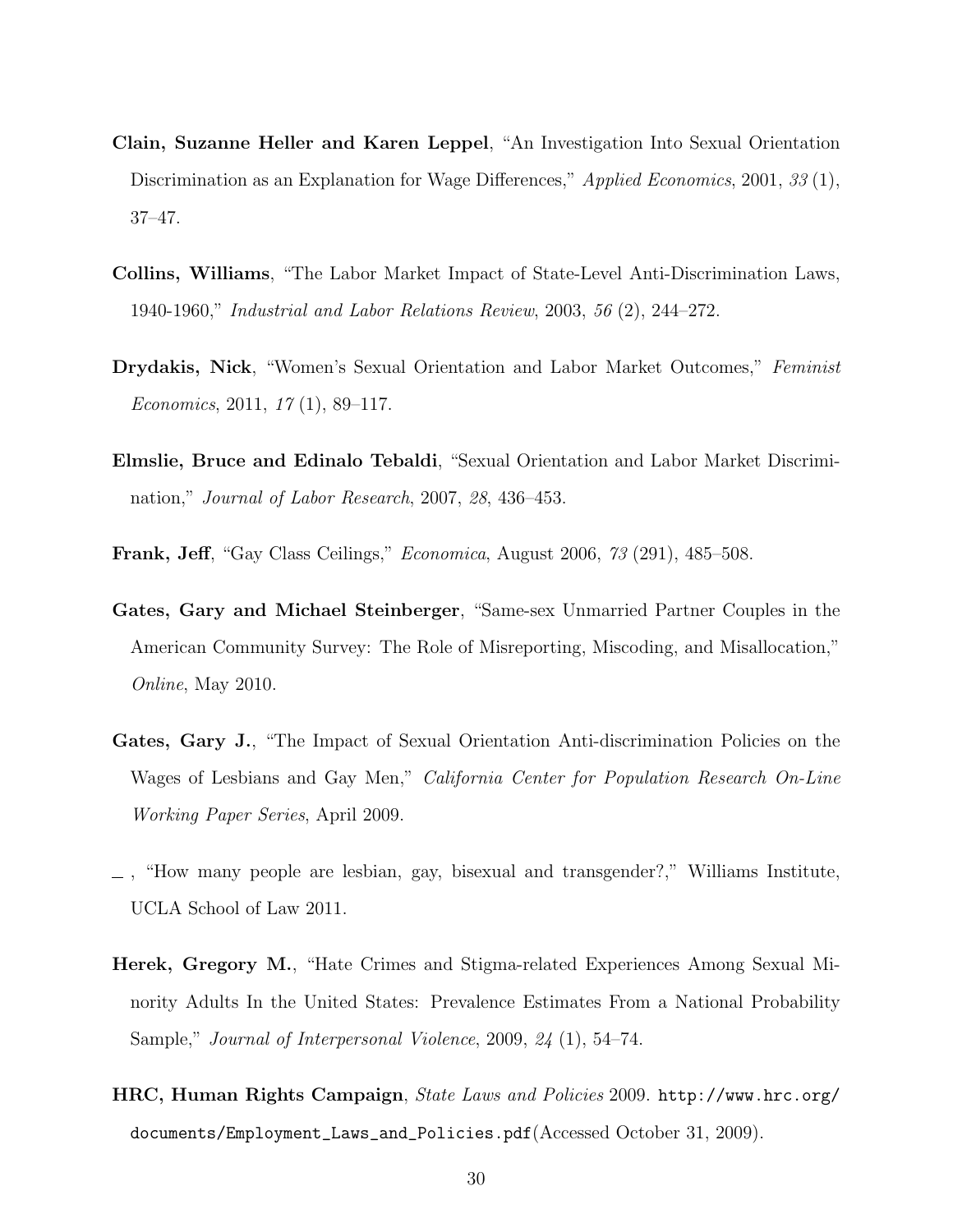**Clain, Suzanne Heller and Karen Leppel**, "An Investigation Into Sexual Orientation Discrimination as an Explanation for Wage Differences," *Applied Economics*, 2001, *33* (1), 37–47.

**Collins, Williams**, "The Labor Market Impact of State-Level Anti-Discrimination Laws, 1940-1960," *Industrial and Labor Relations Review*, 2003, *56* (2), 244–272.

**Drydakis, Nick**, "Women's Sexual Orientation and Labor Market Outcomes," *Feminist Economics*, 2011, *17* (1), 89–117.

**Elmslie, Bruce and Edinalo Tebaldi**, "Sexual Orientation and Labor Market Discrimination," *Journal of Labor Research*, 2007, *28*, 436–453.

**Frank, Jeff**, "Gay Class Ceilings," *Economica*, August 2006, *73* (291), 485–508.

**Gates, Gary and Michael Steinberger**, "Same-sex Unmarried Partner Couples in the American Community Survey: The Role of Misreporting, Miscoding, and Misallocation," *Online*, May 2010.

**Gates, Gary J.**, "The Impact of Sexual Orientation Anti-discrimination Policies on the Wages of Lesbians and Gay Men," *California Center for Population Research On-Line Working Paper Series*, April 2009.

_ , "How many people are lesbian, gay, bisexual and transgender?," Williams Institute, UCLA School of Law 2011.

**Herek, Gregory M.**, "Hate Crimes and Stigma-related Experiences Among Sexual Minority Adults In the United States: Prevalence Estimates From a National Probability Sample," *Journal of Interpersonal Violence*, 2009, *24* (1), 54–74.

**HRC, Human Rights Campaign**, *State Laws and Policies* 2009. http://www.hrc.org/documents/Employment_Laws_and_Policies.pdf(Accessed October 31, 2009).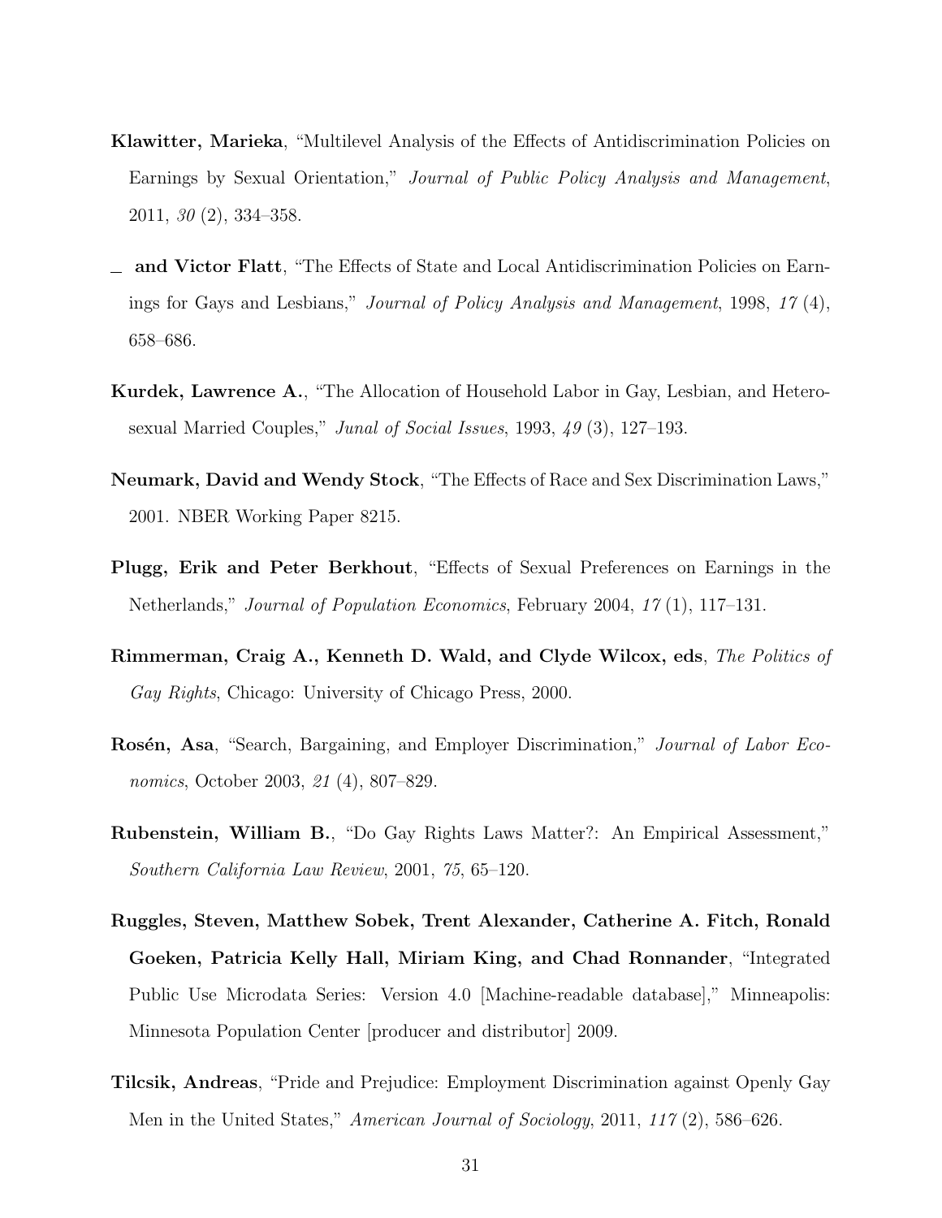**Klawitter, Marieka**, "Multilevel Analysis of the Effects of Antidiscrimination Policies on Earnings by Sexual Orientation," *Journal of Public Policy Analysis and Management*, 2011, *30* (2), 334–358.

_ **and Victor Flatt**, "The Effects of State and Local Antidiscrimination Policies on Earnings for Gays and Lesbians," *Journal of Policy Analysis and Management*, 1998, *17* (4), 658–686.

**Kurdek, Lawrence A.**, "The Allocation of Household Labor in Gay, Lesbian, and Heterosexual Married Couples," *Junal of Social Issues*, 1993, *49* (3), 127–193.

**Neumark, David and Wendy Stock**, "The Effects of Race and Sex Discrimination Laws," 2001. NBER Working Paper 8215.

**Plugg, Erik and Peter Berkhout**, "Effects of Sexual Preferences on Earnings in the Netherlands," *Journal of Population Economics*, February 2004, *17* (1), 117–131.

**Rimmerman, Craig A., Kenneth D. Wald, and Clyde Wilcox, eds**, *The Politics of Gay Rights*, Chicago: University of Chicago Press, 2000.

**Rosén, Asa**, "Search, Bargaining, and Employer Discrimination," *Journal of Labor Economics*, October 2003, *21* (4), 807–829.

**Rubenstein, William B.**, "Do Gay Rights Laws Matter?: An Empirical Assessment," *Southern California Law Review*, 2001, *75*, 65–120.

**Ruggles, Steven, Matthew Sobek, Trent Alexander, Catherine A. Fitch, Ronald Goeken, Patricia Kelly Hall, Miriam King, and Chad Ronnander**, "Integrated Public Use Microdata Series: Version 4.0 [Machine-readable database]," Minneapolis: Minnesota Population Center [producer and distributor] 2009.

**Tilcsik, Andreas**, "Pride and Prejudice: Employment Discrimination against Openly Gay Men in the United States," *American Journal of Sociology*, 2011, *117* (2), 586–626.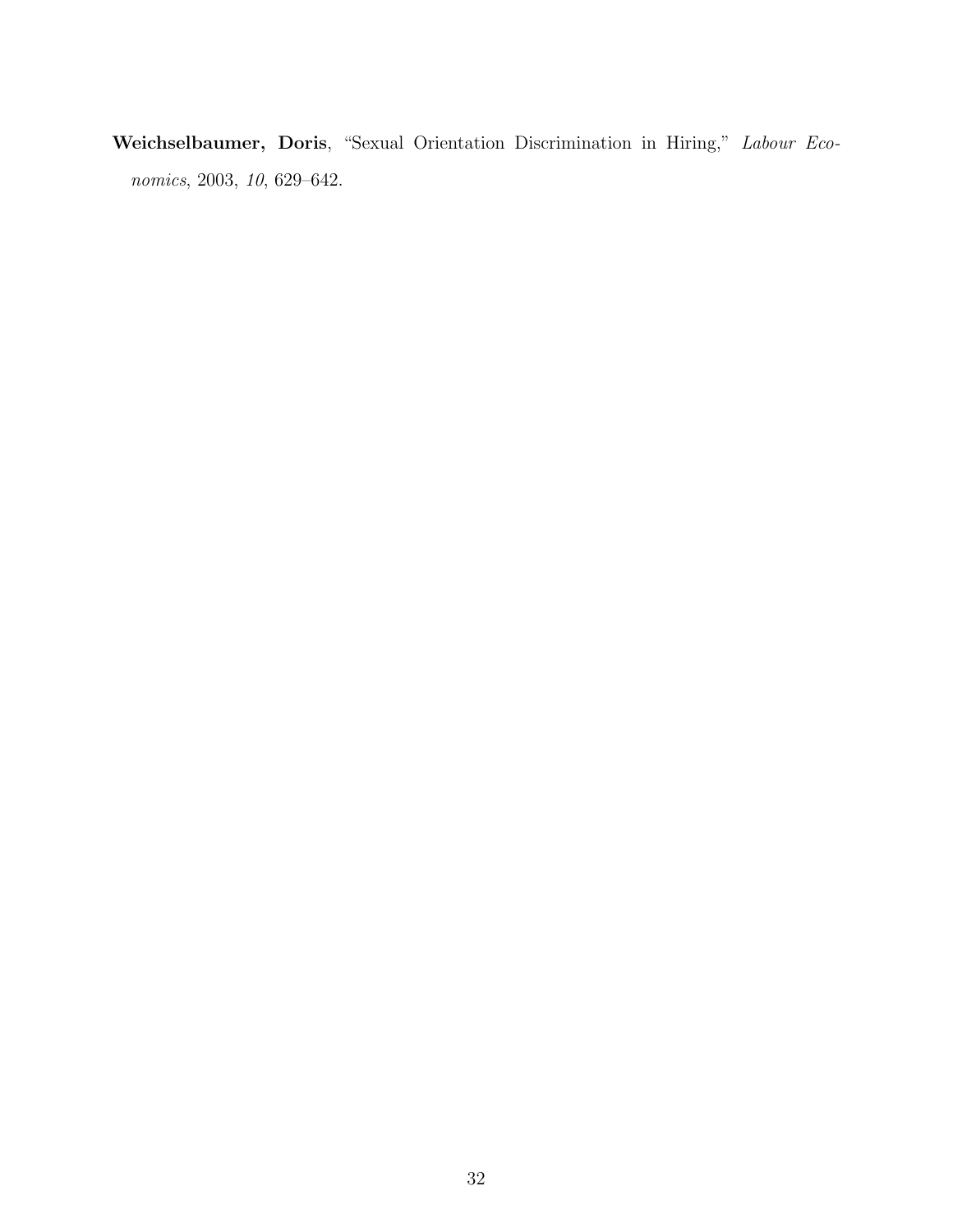**Weichselbaumer, Doris**, "Sexual Orientation Discrimination in Hiring," *Labour Economics*, 2003, *10*, 629–642.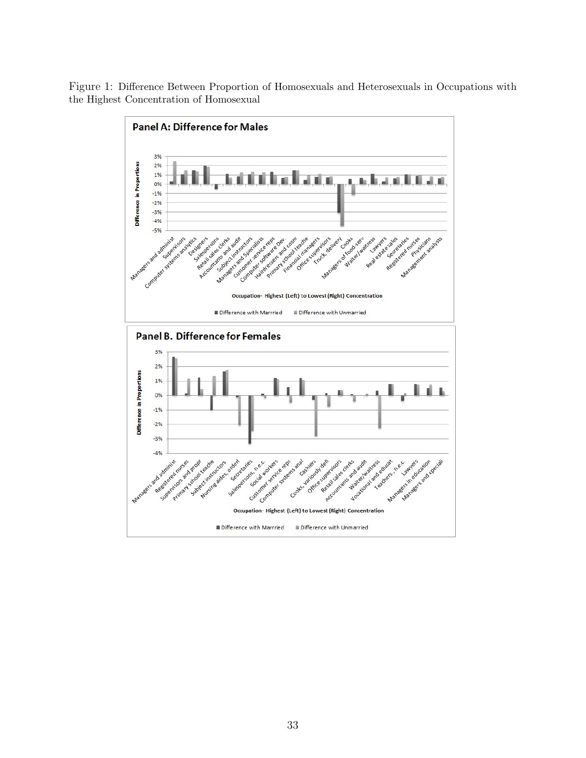Figure 1: Difference Between Proportion of Homosexuals and Heterosexuals in Occupations with the Highest Concentration of Homosexual

**Panel A: Difference for Males**

Difference in Proportions

Occupation- Highest (Left) to Lowest (Right) Concentration

Managers and administ, Supervisors, Computer systems analytics, Designers, Salespersons, Retail sales clerks, Accountants and audit, Subject instructors, Managers and Specialists, Customer service reps, Computer software Dev., Hairdressers and cosm, Primary school teache, Financial managers, Office supervisors, Truck delivery, Cooks, Managers of food-serv, Waiter/waitress, Lawyers, Real estate sales, Secretaries, Registered nurses, Physicians, Management analysts

■ Difference with Marrried ■ Difference with Unmarried

**Panel B. Difference for Females**

Difference in Proportions

Occupation- Highest (Left) to Lowest (Right) Concentration

Managers and administ, Registered nurses, Supervisors and propr, Primary school teache, Subject instructors, Nursing aides, orderl, Secretaries, Salespersons, n.e.c., Social workers, Customer service reps, Computer systems anal, Cashiers, Cooks, variously defi, Office supervisors, Retail sales clerks, Accountants and audit, Waiter/waitress, Vocational and educat, Teachers, n.e.c., Lawyers, Managers in education, Managers and speciali

■ Difference with Marrried ■ Difference with Unmarried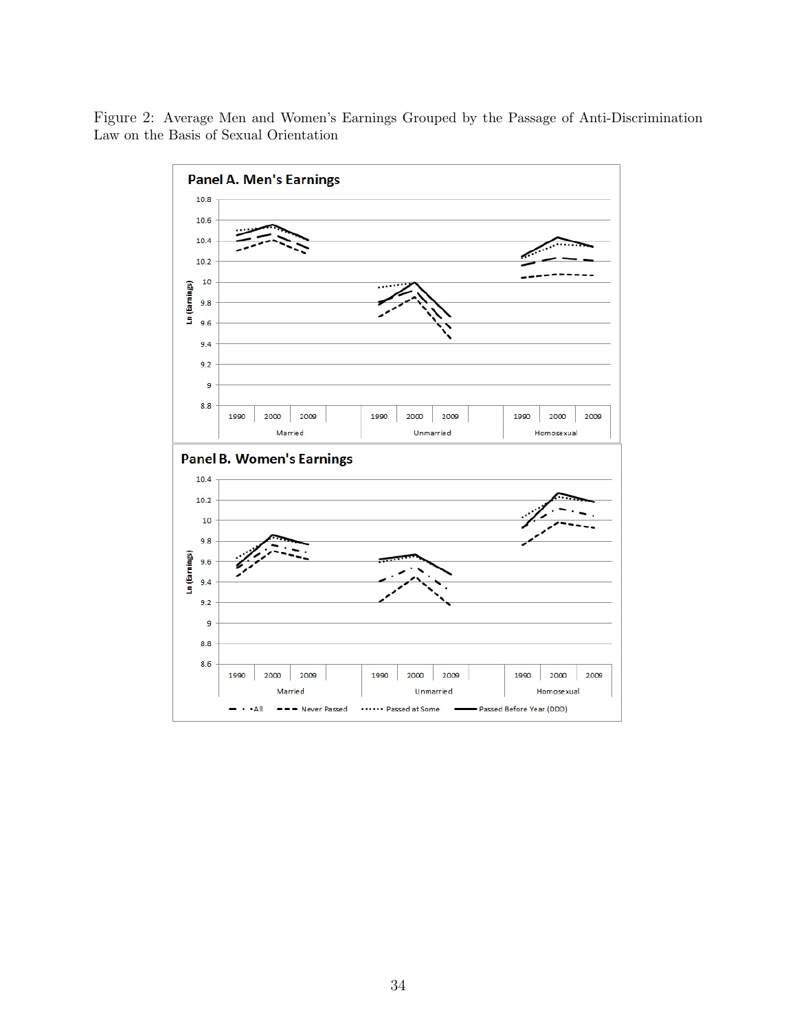Figure 2: Average Men and Women's Earnings Grouped by the Passage of Anti-Discrimination Law on the Basis of Sexual Orientation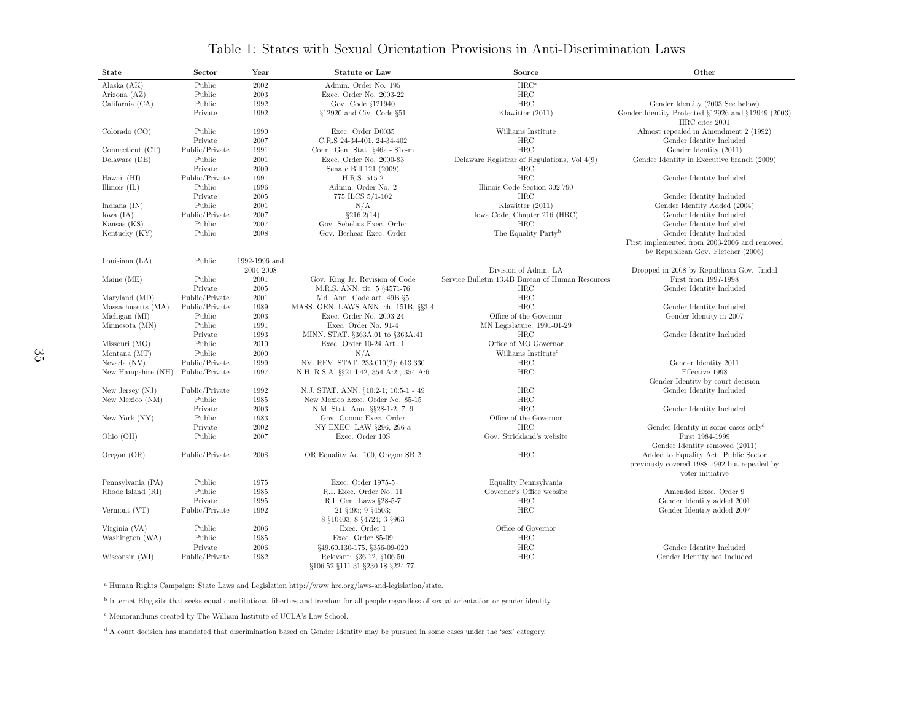# Table 1: States with Sexual Orientation Provisions in Anti-Discrimination Laws

| State | Sector | Year | Statute or Law | Source | Other |
|---|---|---|---|---|---|
| Alaska (AK) | Public | 2002 | Admin. Order No. 195 | HRC[a] | |
| Arizona (AZ) | Public | 2003 | Exec. Order No. 2003-22 | HRC | |
| California (CA) | Public | 1992 | Gov. Code §121940 | HRC | Gender Identity (2003 See below) |
| | Private | 1992 | §12920 and Civ. Code §51 | Klawitter (2011) | Gender Identity Protected §12926 and §12949 (2003) HRC cites 2001 |
| Colorado (CO) | Public | 1990 | Exec. Order D0035 | Williams Institute | Almost repealed in Amendment 2 (1992) |
| | Private | 2007 | C.R.S 24-34-401, 24-34-402 | HRC | Gender Identity Included |
| Connecticut (CT) | Public/Private | 1991 | Conn. Gen. Stat. §46a - 81c-m | HRC | Gender Identity (2011) |
| Delaware (DE) | Public | 2001 | Exec. Order No. 2000-83 | Delaware Registrar of Regulations, Vol 4(9) | Gender Identity in Executive branch (2009) |
| | Private | 2009 | Senate Bill 121 (2009) | HRC | |
| Hawaii (HI) | Public/Private | 1991 | H.R.S. 515-2 | HRC | Gender Identity Included |
| Illinois (IL) | Public | 1996 | Admin. Order No. 2 | Illinois Code Section 302.790 | |
| | Private | 2005 | 775 ILCS 5/1-102 | HRC | Gender Identity Included |
| Indiana (IN) | Public | 2001 | N/A | Klawitter (2011) | Gender Identity Added (2004) |
| Iowa (IA) | Public/Private | 2007 | §216.2(14) | Iowa Code, Chapter 216 (HRC) | Gender Identity Included |
| Kansas (KS) | Public | 2007 | Gov. Sebelius Exec. Order | HRC | Gender Identity Included |
| Kentucky (KY) | Public | 2008 | Gov. Beshear Exec. Order | The Equality Party[b] | Gender Identity Included First implemented from 2003-2006 and removed by Republican Gov. Fletcher (2006) |
| Louisiana (LA) | Public | 1992-1996 and 2004-2008 | | Division of Admn. LA | Dropped in 2008 by Republican Gov. Jindal |
| Maine (ME) | Public | 2001 | Gov. King Jr. Revision of Code | Service Bulletin 13.4B Bureau of Human Resources | First from 1997-1998 |
| | Private | 2005 | M.R.S. ANN. tit. 5 §4571-76 | HRC | Gender Identity Included |
| Maryland (MD) | Public/Private | 2001 | Md. Ann. Code art. 49B §5 | HRC | |
| Massachusetts (MA) | Public/Private | 1989 | MASS. GEN. LAWS ANN. ch. 151B, §§3-4 | HRC | Gender Identity Included |
| Michigan (MI) | Public | 2003 | Exec. Order No. 2003-24 | Office of the Governor | Gender Identity in 2007 |
| Minnesota (MN) | Public | 1991 | Exec. Order No. 91-4 | MN Legislature. 1991-01-29 | |
| | Private | 1993 | MINN. STAT. §363A.01 to §363A.41 | HRC | Gender Identity Included |
| Missouri (MO) | Public | 2010 | Exec. Order 10-24 Art. 1 | Office of MO Governor | |
| Montana (MT) | Public | 2000 | N/A | Williams Institute[c] | |
| Nevada (NV) | Public/Private | 1999 | NV. REV. STAT. 233.010(2); 613.330 | HRC | Gender Identity 2011 |
| New Hampshire (NH) | Public/Private | 1997 | N.H. R.S.A. §§21-I:42, 354-A:2 , 354-A:6 | HRC | Effective 1998 Gender Identity by court decision |
| New Jersey (NJ) | Public/Private | 1992 | N.J. STAT. ANN. §10:2-1; 10:5-1 - 49 | HRC | Gender Identity Included |
| New Mexico (NM) | Public | 1985 | New Mexico Exec. Order No. 85-15 | HRC | |
| | Private | 2003 | N.M. Stat. Ann. §§28-1-2, 7, 9 | HRC | Gender Identity Included |
| New York (NY) | Public | 1983 | Gov. Cuomo Exec. Order | Office of the Governor | |
| | Private | 2002 | NY EXEC. LAW §296, 296-a | HRC | Gender Identity in some cases only[d] |
| Ohio (OH) | Public | 2007 | Exec. Order 10S | Gov. Strickland's website | First 1984-1999 Gender Identity removed (2011) |
| Oregon (OR) | Public/Private | 2008 | OR Equality Act 100, Oregon SB 2 | HRC | Added to Equality Act. Public Sector previously covered 1988-1992 but repealed by voter initiative |
| Pennsylvania (PA) | Public | 1975 | Exec. Order 1975-5 | Equality Pennsylvania | |
| Rhode Island (RI) | Public | 1985 | R.I. Exec. Order No. 11 | Governor's Office website | Amended Exec. Order 9 |
| | Private | 1995 | R.I. Gen. Laws §28-5-7 | HRC | Gender Identity added 2001 |
| Vermont (VT) | Public/Private | 1992 | 21 §495; 9 §4503; 8 §10403; 8 §4724; 3 §963 | HRC | Gender Identity added 2007 |
| Virginia (VA) | Public | 2006 | Exec. Order 1 | Office of Governor | |
| Washington (WA) | Public | 1985 | Exec. Order 85-09 | HRC | |
| | Private | 2006 | §49.60.130-175, §356-09-020 | HRC | Gender Identity Included |
| Wisconsin (WI) | Public/Private | 1982 | Relevant: §36.12, §106.50 §106.52 §111.31 §230.18 §224.77. | HRC | Gender Identity not Included |

[a] Human Rights Campaign: State Laws and Legislation http://www.hrc.org/laws-and-legislation/state.

[b] Internet Blog site that seeks equal constitutional liberties and freedom for all people regardless of sexual orientation or gender identity.

[c] Memorandums created by The William Institute of UCLA's Law School.

[d] A court decision has mandated that discrimination based on Gender Identity may be pursued in some cases under the 'sex' category.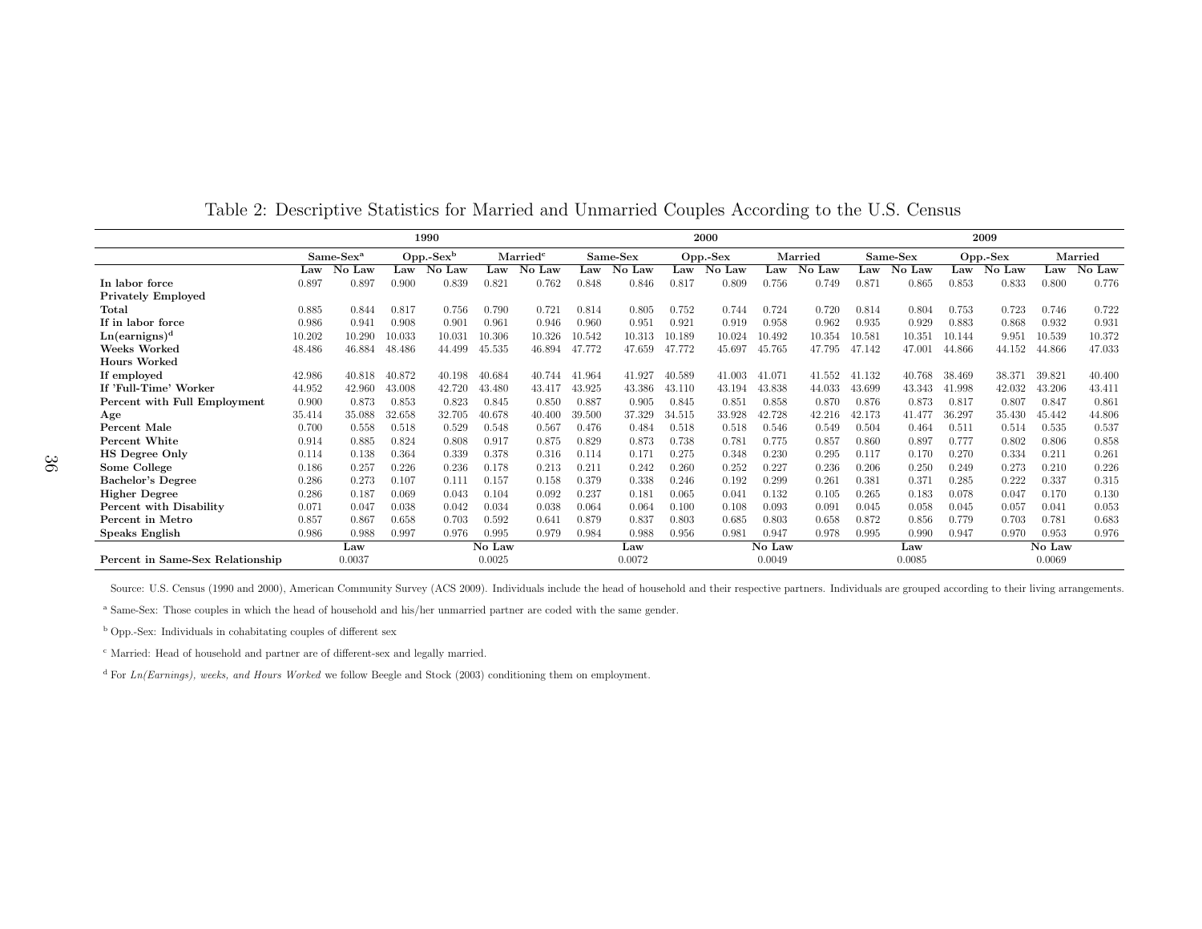Table 2: Descriptive Statistics for Married and Unmarried Couples According to the U.S. Census

| | 1990 | | | | | | 2000 | | | | | | 2009 | | | | | |
|---|---|---|---|---|---|---|---|---|---|---|---|---|---|---|---|---|---|---|
| | Same-Sex[a] | | Opp.-Sex[b] | | Married[c] | | Same-Sex | | Opp.-Sex | | Married | | Same-Sex | | Opp.-Sex | | Married | |
| | Law | No Law | Law | No Law | Law | No Law | Law | No Law | Law | No Law | Law | No Law | Law | No Law | Law | No Law | Law | No Law |
| **In labor force** | 0.897 | 0.897 | 0.900 | 0.839 | 0.821 | 0.762 | 0.848 | 0.846 | 0.817 | 0.809 | 0.756 | 0.749 | 0.871 | 0.865 | 0.853 | 0.833 | 0.800 | 0.776 |
| **Privately Employed** | | | | | | | | | | | | | | | | | | |
| **Total** | 0.885 | 0.844 | 0.817 | 0.756 | 0.790 | 0.721 | 0.814 | 0.805 | 0.752 | 0.744 | 0.724 | 0.720 | 0.814 | 0.804 | 0.753 | 0.723 | 0.746 | 0.722 |
| **If in labor force** | 0.986 | 0.941 | 0.908 | 0.901 | 0.961 | 0.946 | 0.960 | 0.951 | 0.921 | 0.919 | 0.958 | 0.962 | 0.935 | 0.929 | 0.883 | 0.868 | 0.932 | 0.931 |
| **Ln(earnigns)[d]** | 10.202 | 10.290 | 10.033 | 10.031 | 10.306 | 10.326 | 10.542 | 10.313 | 10.189 | 10.024 | 10.492 | 10.354 | 10.581 | 10.351 | 10.144 | 9.951 | 10.539 | 10.372 |
| **Weeks Worked** | 48.486 | 46.884 | 48.486 | 44.499 | 45.535 | 46.894 | 47.772 | 47.659 | 47.772 | 45.697 | 45.765 | 47.795 | 47.142 | 47.001 | 44.866 | 44.152 | 44.866 | 47.033 |
| **Hours Worked** | | | | | | | | | | | | | | | | | | |
| **If employed** | 42.986 | 40.818 | 40.872 | 40.198 | 40.684 | 40.744 | 41.964 | 41.927 | 40.589 | 41.003 | 41.071 | 41.552 | 41.132 | 40.768 | 38.469 | 38.371 | 39.821 | 40.400 |
| **If 'Full-Time' Worker** | 44.952 | 42.960 | 43.008 | 42.720 | 43.480 | 43.417 | 43.925 | 43.386 | 43.110 | 43.194 | 43.838 | 44.033 | 43.699 | 43.343 | 41.998 | 42.032 | 43.206 | 43.411 |
| **Percent with Full Employment** | 0.900 | 0.873 | 0.853 | 0.823 | 0.845 | 0.850 | 0.887 | 0.905 | 0.845 | 0.851 | 0.858 | 0.870 | 0.876 | 0.873 | 0.817 | 0.807 | 0.847 | 0.861 |
| **Age** | 35.414 | 35.088 | 32.658 | 32.705 | 40.678 | 40.400 | 39.500 | 37.329 | 34.515 | 33.928 | 42.728 | 42.216 | 42.173 | 41.477 | 36.297 | 35.430 | 45.442 | 44.806 |
| **Percent Male** | 0.700 | 0.558 | 0.518 | 0.529 | 0.548 | 0.567 | 0.476 | 0.484 | 0.518 | 0.518 | 0.546 | 0.549 | 0.504 | 0.464 | 0.511 | 0.514 | 0.535 | 0.537 |
| **Percent White** | 0.914 | 0.885 | 0.824 | 0.808 | 0.917 | 0.875 | 0.829 | 0.873 | 0.738 | 0.781 | 0.775 | 0.857 | 0.860 | 0.897 | 0.777 | 0.802 | 0.806 | 0.858 |
| **HS Degree Only** | 0.114 | 0.138 | 0.364 | 0.339 | 0.378 | 0.316 | 0.114 | 0.171 | 0.275 | 0.348 | 0.230 | 0.295 | 0.117 | 0.170 | 0.270 | 0.334 | 0.211 | 0.261 |
| **Some College** | 0.186 | 0.257 | 0.226 | 0.236 | 0.178 | 0.213 | 0.211 | 0.242 | 0.260 | 0.252 | 0.227 | 0.236 | 0.206 | 0.250 | 0.249 | 0.273 | 0.210 | 0.226 |
| **Bachelor's Degree** | 0.286 | 0.273 | 0.107 | 0.111 | 0.157 | 0.158 | 0.379 | 0.338 | 0.246 | 0.192 | 0.299 | 0.261 | 0.381 | 0.371 | 0.285 | 0.222 | 0.337 | 0.315 |
| **Higher Degree** | 0.286 | 0.187 | 0.069 | 0.043 | 0.104 | 0.092 | 0.237 | 0.181 | 0.065 | 0.041 | 0.132 | 0.105 | 0.265 | 0.183 | 0.078 | 0.047 | 0.170 | 0.130 |
| **Percent with Disability** | 0.071 | 0.047 | 0.038 | 0.042 | 0.034 | 0.038 | 0.064 | 0.064 | 0.100 | 0.108 | 0.093 | 0.091 | 0.045 | 0.058 | 0.045 | 0.057 | 0.041 | 0.053 |
| **Percent in Metro** | 0.857 | 0.867 | 0.658 | 0.703 | 0.592 | 0.641 | 0.879 | 0.837 | 0.803 | 0.685 | 0.803 | 0.658 | 0.872 | 0.856 | 0.779 | 0.703 | 0.781 | 0.683 |
| **Speaks English** | 0.986 | 0.988 | 0.997 | 0.976 | 0.995 | 0.979 | 0.984 | 0.988 | 0.956 | 0.981 | 0.947 | 0.978 | 0.995 | 0.990 | 0.947 | 0.970 | 0.953 | 0.976 |
| | Law | | | No Law | | | Law | | | No Law | | | Law | | | No Law | | |
| **Percent in Same-Sex Relationship** | 0.0037 | | | 0.0025 | | | 0.0072 | | | 0.0049 | | | 0.0085 | | | 0.0069 | | |

Source: U.S. Census (1990 and 2000), American Community Survey (ACS 2009). Individuals include the head of household and their respective partners. Individuals are grouped according to their living arrangements.

[a] Same-Sex: Those couples in which the head of household and his/her unmarried partner are coded with the same gender.

[b] Opp.-Sex: Individuals in cohabitating couples of different sex

[c] Married: Head of household and partner are of different-sex and legally married.

[d] For *Ln(Earnings), weeks, and Hours Worked* we follow Beegle and Stock (2003) conditioning them on employment.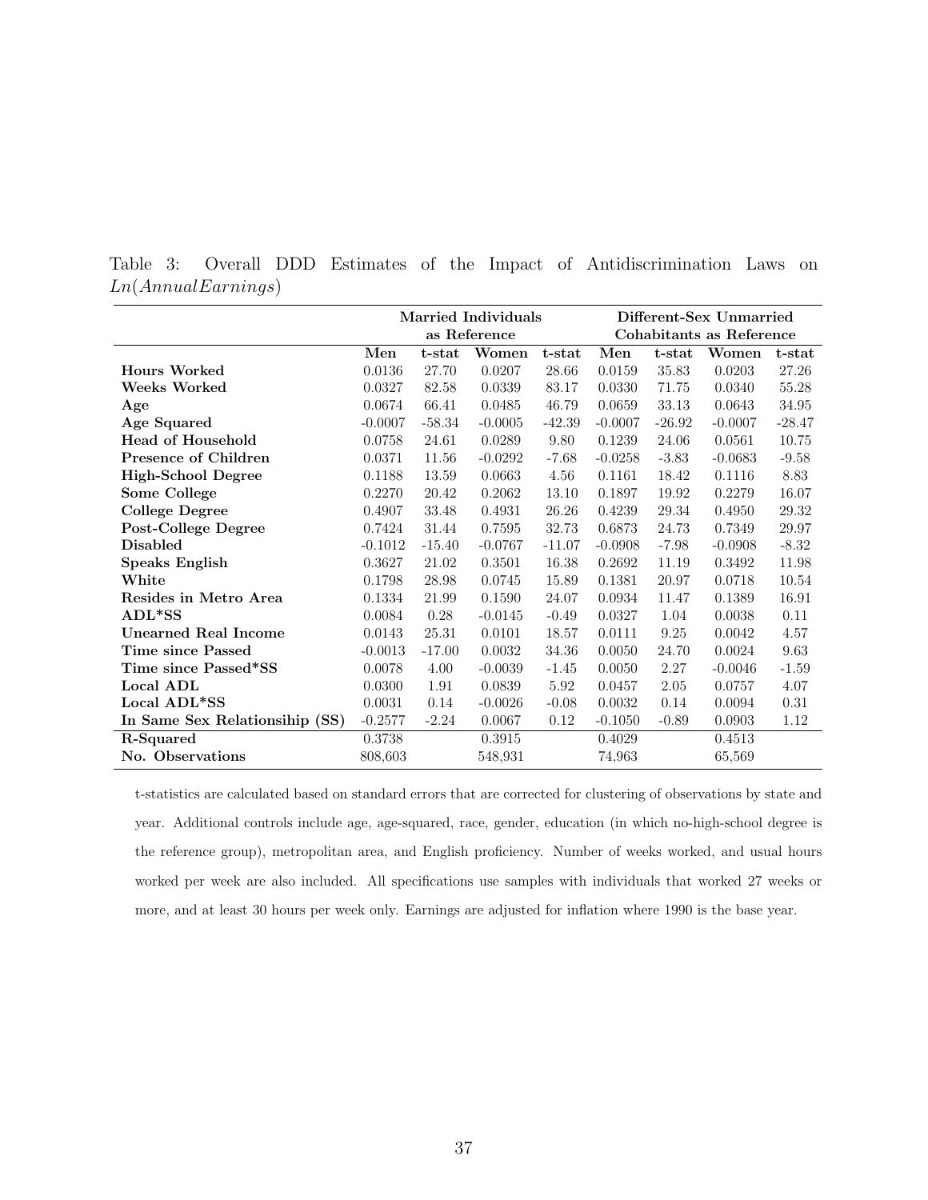Table 3: Overall DDD Estimates of the Impact of Antidiscrimination Laws on $Ln(AnnualEarnings)$

| | Married Individuals as Reference | | | | Different-Sex Unmarried Cohabitants as Reference | | | |
|---|---|---|---|---|---|---|---|---|
| | **Men** | **t-stat** | **Women** | **t-stat** | **Men** | **t-stat** | **Women** | **t-stat** |
| **Hours Worked** | 0.0136 | 27.70 | 0.0207 | 28.66 | 0.0159 | 35.83 | 0.0203 | 27.26 |
| **Weeks Worked** | 0.0327 | 82.58 | 0.0339 | 83.17 | 0.0330 | 71.75 | 0.0340 | 55.28 |
| **Age** | 0.0674 | 66.41 | 0.0485 | 46.79 | 0.0659 | 33.13 | 0.0643 | 34.95 |
| **Age Squared** | -0.0007 | -58.34 | -0.0005 | -42.39 | -0.0007 | -26.92 | -0.0007 | -28.47 |
| **Head of Household** | 0.0758 | 24.61 | 0.0289 | 9.80 | 0.1239 | 24.06 | 0.0561 | 10.75 |
| **Presence of Children** | 0.0371 | 11.56 | -0.0292 | -7.68 | -0.0258 | -3.83 | -0.0683 | -9.58 |
| **High-School Degree** | 0.1188 | 13.59 | 0.0663 | 4.56 | 0.1161 | 18.42 | 0.1116 | 8.83 |
| **Some College** | 0.2270 | 20.42 | 0.2062 | 13.10 | 0.1897 | 19.92 | 0.2279 | 16.07 |
| **College Degree** | 0.4907 | 33.48 | 0.4931 | 26.26 | 0.4239 | 29.34 | 0.4950 | 29.32 |
| **Post-College Degree** | 0.7424 | 31.44 | 0.7595 | 32.73 | 0.6873 | 24.73 | 0.7349 | 29.97 |
| **Disabled** | -0.1012 | -15.40 | -0.0767 | -11.07 | -0.0908 | -7.98 | -0.0908 | -8.32 |
| **Speaks English** | 0.3627 | 21.02 | 0.3501 | 16.38 | 0.2692 | 11.19 | 0.3492 | 11.98 |
| **White** | 0.1798 | 28.98 | 0.0745 | 15.89 | 0.1381 | 20.97 | 0.0718 | 10.54 |
| **Resides in Metro Area** | 0.1334 | 21.99 | 0.1590 | 24.07 | 0.0934 | 11.47 | 0.1389 | 16.91 |
| **ADL*SS** | 0.0084 | 0.28 | -0.0145 | -0.49 | 0.0327 | 1.04 | 0.0038 | 0.11 |
| **Unearned Real Income** | 0.0143 | 25.31 | 0.0101 | 18.57 | 0.0111 | 9.25 | 0.0042 | 4.57 |
| **Time since Passed** | -0.0013 | -17.00 | 0.0032 | 34.36 | 0.0050 | 24.70 | 0.0024 | 9.63 |
| **Time since Passed*SS** | 0.0078 | 4.00 | -0.0039 | -1.45 | 0.0050 | 2.27 | -0.0046 | -1.59 |
| **Local ADL** | 0.0300 | 1.91 | 0.0839 | 5.92 | 0.0457 | 2.05 | 0.0757 | 4.07 |
| **Local ADL*SS** | 0.0031 | 0.14 | -0.0026 | -0.08 | 0.0032 | 0.14 | 0.0094 | 0.31 |
| **In Same Sex Relationsihip (SS)** | -0.2577 | -2.24 | 0.0067 | 0.12 | -0.1050 | -0.89 | 0.0903 | 1.12 |
| **R-Squared** | 0.3738 | | 0.3915 | | 0.4029 | | 0.4513 | |
| **No. Observations** | 808,603 | | 548,931 | | 74,963 | | 65,569 | |

t-statistics are calculated based on standard errors that are corrected for clustering of observations by state and year. Additional controls include age, age-squared, race, gender, education (in which no-high-school degree is the reference group), metropolitan area, and English proficiency. Number of weeks worked, and usual hours worked per week are also included. All specifications use samples with individuals that worked 27 weeks or more, and at least 30 hours per week only. Earnings are adjusted for inflation where 1990 is the base year.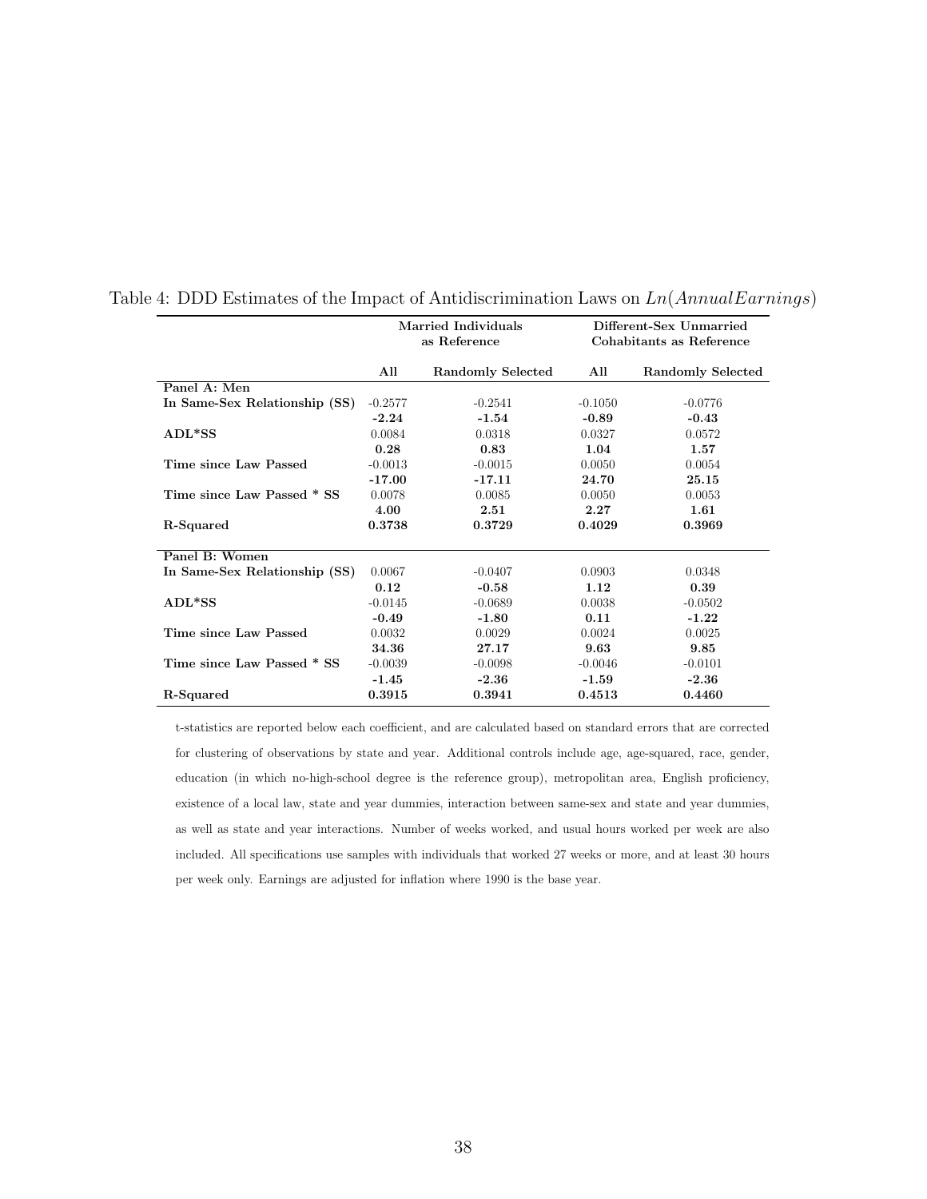Table 4: DDD Estimates of the Impact of Antidiscrimination Laws on $Ln(AnnualEarnings)$

| | Married Individuals as Reference | | Different-Sex Unmarried Cohabitants as Reference | |
|---|---|---|---|---|
| | **All** | **Randomly Selected** | **All** | **Randomly Selected** |
| **Panel A: Men** | | | | |
| **In Same-Sex Relationship (SS)** | -0.2577 | -0.2541 | -0.1050 | -0.0776 |
| | **-2.24** | **-1.54** | **-0.89** | **-0.43** |
| **ADL*SS** | 0.0084 | 0.0318 | 0.0327 | 0.0572 |
| | **0.28** | **0.83** | **1.04** | **1.57** |
| **Time since Law Passed** | -0.0013 | -0.0015 | 0.0050 | 0.0054 |
| | **-17.00** | **-17.11** | **24.70** | **25.15** |
| **Time since Law Passed * SS** | 0.0078 | 0.0085 | 0.0050 | 0.0053 |
| | **4.00** | **2.51** | **2.27** | **1.61** |
| **R-Squared** | **0.3738** | **0.3729** | **0.4029** | **0.3969** |
| **Panel B: Women** | | | | |
| **In Same-Sex Relationship (SS)** | 0.0067 | -0.0407 | 0.0903 | 0.0348 |
| | **0.12** | **-0.58** | **1.12** | **0.39** |
| **ADL*SS** | -0.0145 | -0.0689 | 0.0038 | -0.0502 |
| | **-0.49** | **-1.80** | **0.11** | **-1.22** |
| **Time since Law Passed** | 0.0032 | 0.0029 | 0.0024 | 0.0025 |
| | **34.36** | **27.17** | **9.63** | **9.85** |
| **Time since Law Passed * SS** | -0.0039 | -0.0098 | -0.0046 | -0.0101 |
| | **-1.45** | **-2.36** | **-1.59** | **-2.36** |
| **R-Squared** | **0.3915** | **0.3941** | **0.4513** | **0.4460** |

t-statistics are reported below each coefficient, and are calculated based on standard errors that are corrected for clustering of observations by state and year. Additional controls include age, age-squared, race, gender, education (in which no-high-school degree is the reference group), metropolitan area, English proficiency, existence of a local law, state and year dummies, interaction between same-sex and state and year dummies, as well as state and year interactions. Number of weeks worked, and usual hours worked per week are also included. All specifications use samples with individuals that worked 27 weeks or more, and at least 30 hours per week only. Earnings are adjusted for inflation where 1990 is the base year.